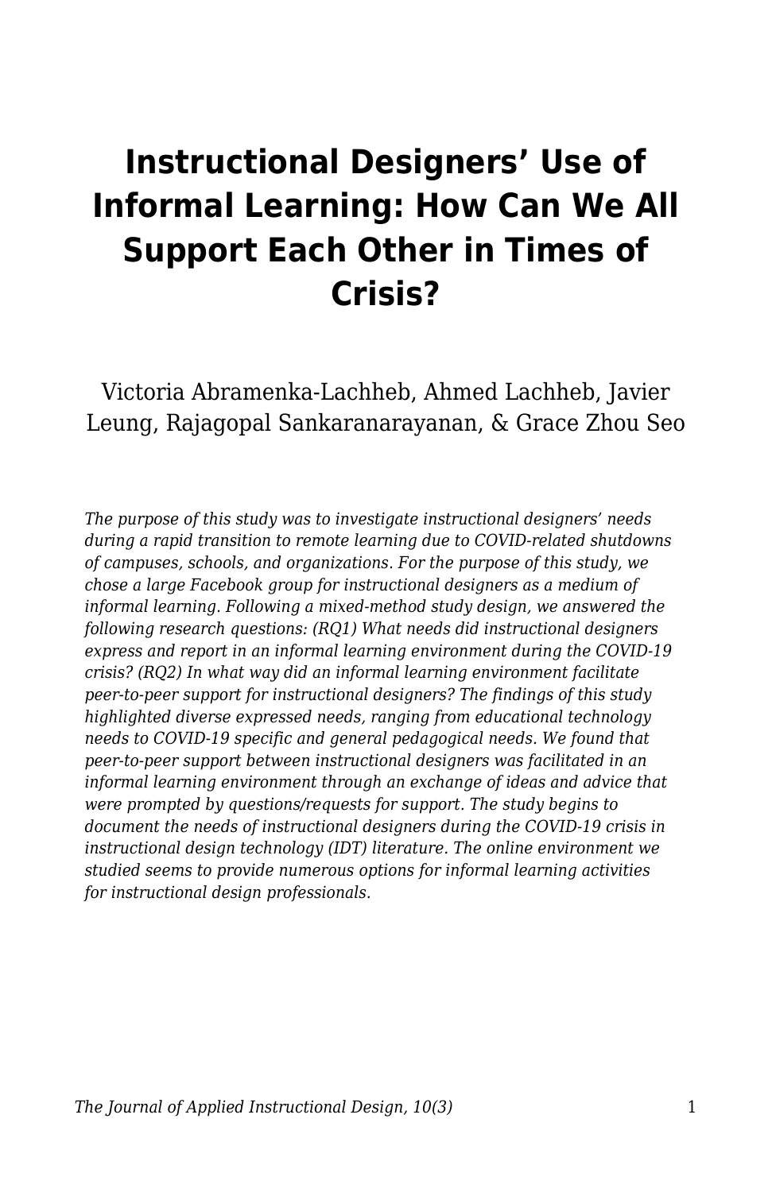# Instructional Designers' Use of Informal Learning: How Can We All Support Each Other in Times of Crisis?

Victoria Abramenka-Lachheb, Ahmed Lachheb, Javier Leung, Rajagopal Sankaranarayanan, & Grace Zhou Seo

*The purpose of this study was to investigate instructional designers' needs during a rapid transition to remote learning due to COVID-related shutdowns of campuses, schools, and organizations. For the purpose of this study, we chose a large Facebook group for instructional designers as a medium of informal learning. Following a mixed-method study design, we answered the following research questions: (RQ1) What needs did instructional designers express and report in an informal learning environment during the COVID-19 crisis? (RQ2) In what way did an informal learning environment facilitate peer-to-peer support for instructional designers? The findings of this study highlighted diverse expressed needs, ranging from educational technology needs to COVID-19 specific and general pedagogical needs. We found that peer-to-peer support between instructional designers was facilitated in an informal learning environment through an exchange of ideas and advice that were prompted by questions/requests for support. The study begins to document the needs of instructional designers during the COVID-19 crisis in instructional design technology (IDT) literature. The online environment we studied seems to provide numerous options for informal learning activities for instructional design professionals.*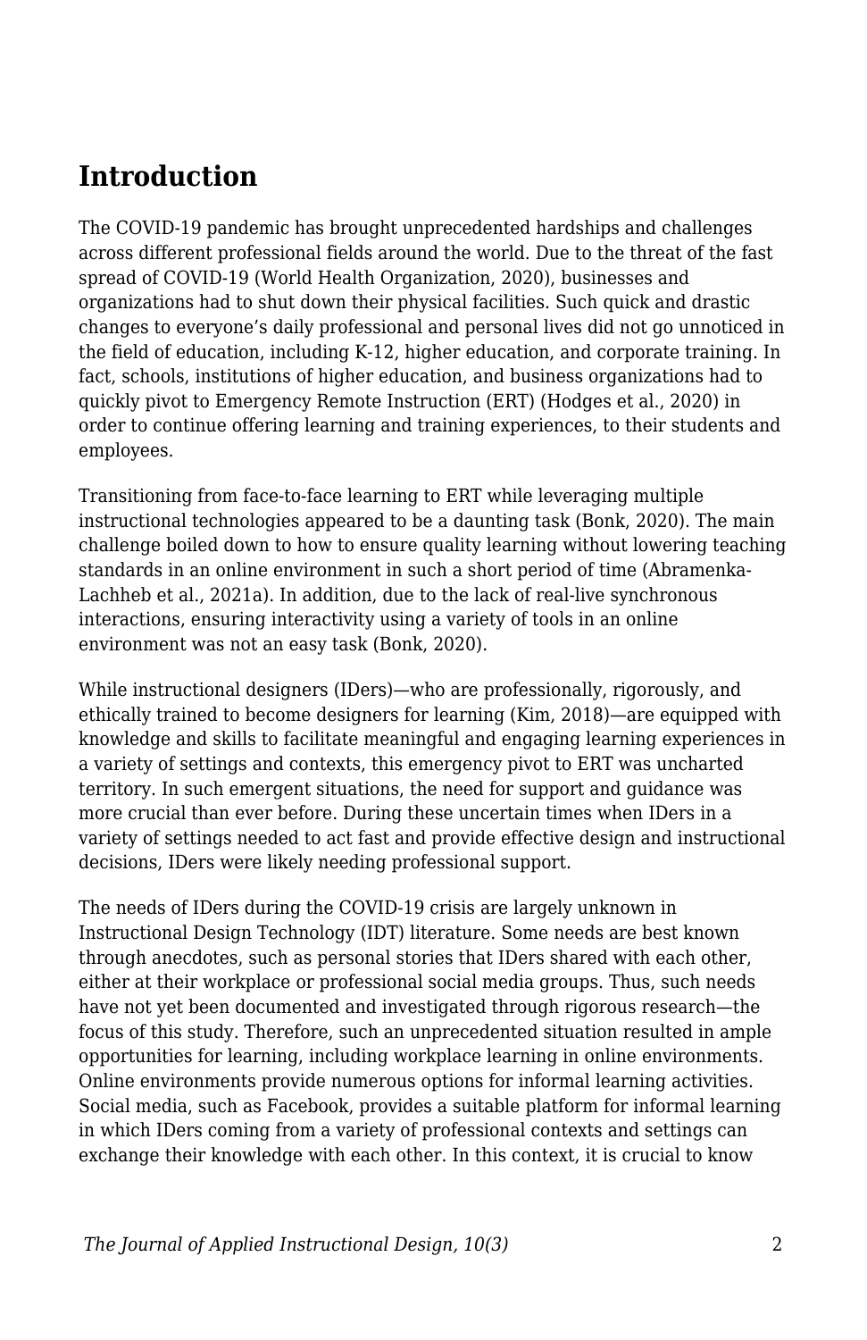## Introduction

The COVID-19 pandemic has brought unprecedented hardships and challenges across different professional fields around the world. Due to the threat of the fast spread of COVID-19 (World Health Organization, 2020), businesses and organizations had to shut down their physical facilities. Such quick and drastic changes to everyone's daily professional and personal lives did not go unnoticed in the field of education, including K-12, higher education, and corporate training. In fact, schools, institutions of higher education, and business organizations had to quickly pivot to Emergency Remote Instruction (ERT) (Hodges et al., 2020) in order to continue offering learning and training experiences, to their students and employees.

Transitioning from face-to-face learning to ERT while leveraging multiple instructional technologies appeared to be a daunting task (Bonk, 2020). The main challenge boiled down to how to ensure quality learning without lowering teaching standards in an online environment in such a short period of time (Abramenka-Lachheb et al., 2021a). In addition, due to the lack of real-live synchronous interactions, ensuring interactivity using a variety of tools in an online environment was not an easy task (Bonk, 2020).

While instructional designers (IDers)—who are professionally, rigorously, and ethically trained to become designers for learning (Kim, 2018)—are equipped with knowledge and skills to facilitate meaningful and engaging learning experiences in a variety of settings and contexts, this emergency pivot to ERT was uncharted territory. In such emergent situations, the need for support and guidance was more crucial than ever before. During these uncertain times when IDers in a variety of settings needed to act fast and provide effective design and instructional decisions, IDers were likely needing professional support.

The needs of IDers during the COVID-19 crisis are largely unknown in Instructional Design Technology (IDT) literature. Some needs are best known through anecdotes, such as personal stories that IDers shared with each other, either at their workplace or professional social media groups. Thus, such needs have not yet been documented and investigated through rigorous research—the focus of this study. Therefore, such an unprecedented situation resulted in ample opportunities for learning, including workplace learning in online environments. Online environments provide numerous options for informal learning activities. Social media, such as Facebook, provides a suitable platform for informal learning in which IDers coming from a variety of professional contexts and settings can exchange their knowledge with each other. In this context, it is crucial to know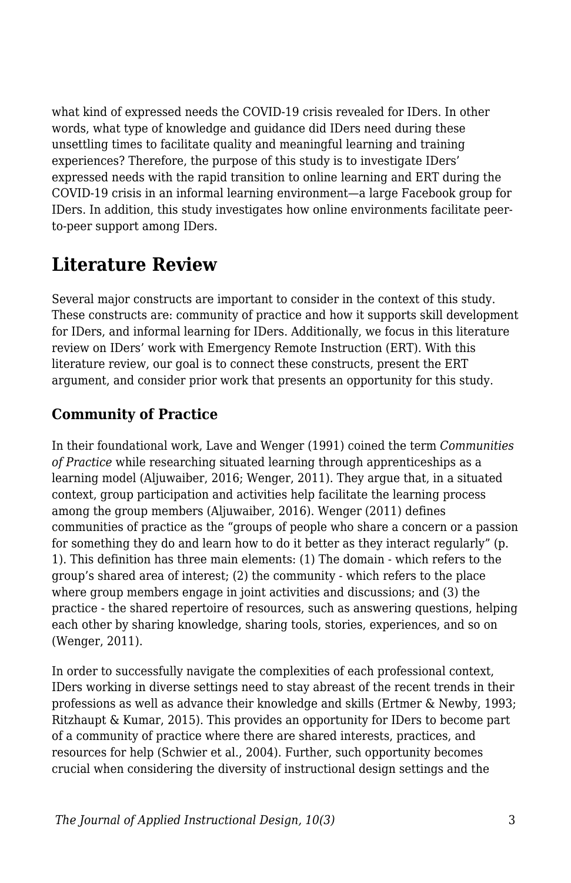what kind of expressed needs the COVID-19 crisis revealed for IDers. In other words, what type of knowledge and guidance did IDers need during these unsettling times to facilitate quality and meaningful learning and training experiences? Therefore, the purpose of this study is to investigate IDers' expressed needs with the rapid transition to online learning and ERT during the COVID-19 crisis in an informal learning environment—a large Facebook group for IDers. In addition, this study investigates how online environments facilitate peer-to-peer support among IDers.

## Literature Review

Several major constructs are important to consider in the context of this study. These constructs are: community of practice and how it supports skill development for IDers, and informal learning for IDers. Additionally, we focus in this literature review on IDers' work with Emergency Remote Instruction (ERT). With this literature review, our goal is to connect these constructs, present the ERT argument, and consider prior work that presents an opportunity for this study.

### Community of Practice

In their foundational work, Lave and Wenger (1991) coined the term *Communities of Practice* while researching situated learning through apprenticeships as a learning model (Aljuwaiber, 2016; Wenger, 2011). They argue that, in a situated context, group participation and activities help facilitate the learning process among the group members (Aljuwaiber, 2016). Wenger (2011) defines communities of practice as the "groups of people who share a concern or a passion for something they do and learn how to do it better as they interact regularly" (p. 1). This definition has three main elements: (1) The domain - which refers to the group's shared area of interest; (2) the community - which refers to the place where group members engage in joint activities and discussions; and (3) the practice - the shared repertoire of resources, such as answering questions, helping each other by sharing knowledge, sharing tools, stories, experiences, and so on (Wenger, 2011).

In order to successfully navigate the complexities of each professional context, IDers working in diverse settings need to stay abreast of the recent trends in their professions as well as advance their knowledge and skills (Ertmer & Newby, 1993; Ritzhaupt & Kumar, 2015). This provides an opportunity for IDers to become part of a community of practice where there are shared interests, practices, and resources for help (Schwier et al., 2004). Further, such opportunity becomes crucial when considering the diversity of instructional design settings and the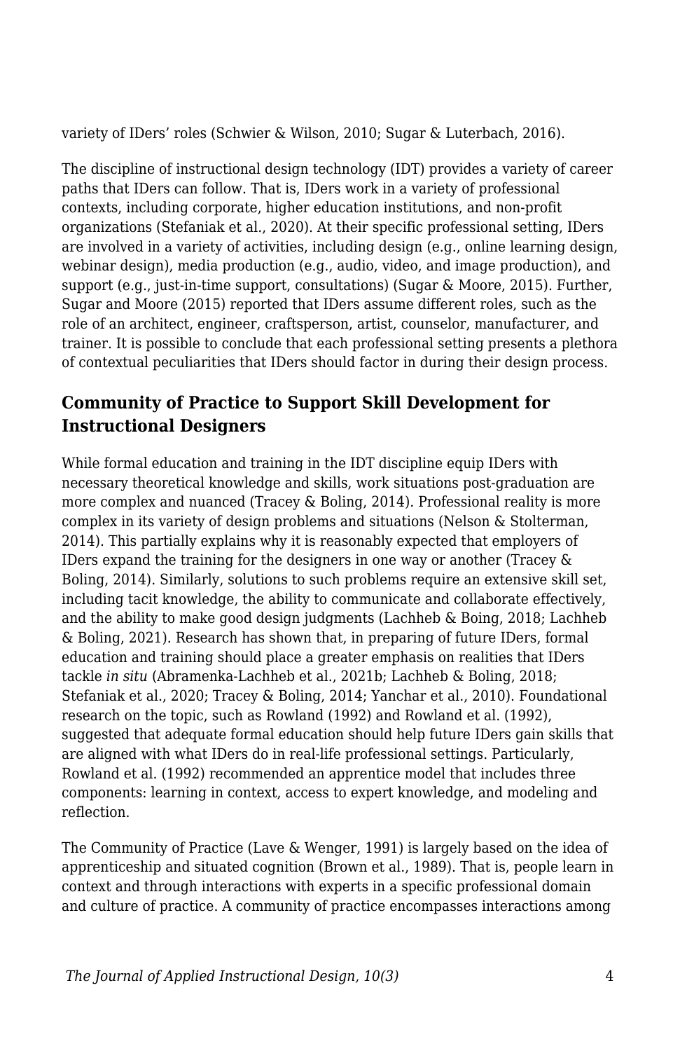variety of IDers' roles (Schwier & Wilson, 2010; Sugar & Luterbach, 2016).

The discipline of instructional design technology (IDT) provides a variety of career paths that IDers can follow. That is, IDers work in a variety of professional contexts, including corporate, higher education institutions, and non-profit organizations (Stefaniak et al., 2020). At their specific professional setting, IDers are involved in a variety of activities, including design (e.g., online learning design, webinar design), media production (e.g., audio, video, and image production), and support (e.g., just-in-time support, consultations) (Sugar & Moore, 2015). Further, Sugar and Moore (2015) reported that IDers assume different roles, such as the role of an architect, engineer, craftsperson, artist, counselor, manufacturer, and trainer. It is possible to conclude that each professional setting presents a plethora of contextual peculiarities that IDers should factor in during their design process.

## Community of Practice to Support Skill Development for Instructional Designers

While formal education and training in the IDT discipline equip IDers with necessary theoretical knowledge and skills, work situations post-graduation are more complex and nuanced (Tracey & Boling, 2014). Professional reality is more complex in its variety of design problems and situations (Nelson & Stolterman, 2014). This partially explains why it is reasonably expected that employers of IDers expand the training for the designers in one way or another (Tracey & Boling, 2014). Similarly, solutions to such problems require an extensive skill set, including tacit knowledge, the ability to communicate and collaborate effectively, and the ability to make good design judgments (Lachheb & Boing, 2018; Lachheb & Boling, 2021). Research has shown that, in preparing of future IDers, formal education and training should place a greater emphasis on realities that IDers tackle *in situ* (Abramenka-Lachheb et al., 2021b; Lachheb & Boling, 2018; Stefaniak et al., 2020; Tracey & Boling, 2014; Yanchar et al., 2010). Foundational research on the topic, such as Rowland (1992) and Rowland et al. (1992), suggested that adequate formal education should help future IDers gain skills that are aligned with what IDers do in real-life professional settings. Particularly, Rowland et al. (1992) recommended an apprentice model that includes three components: learning in context, access to expert knowledge, and modeling and reflection.

The Community of Practice (Lave & Wenger, 1991) is largely based on the idea of apprenticeship and situated cognition (Brown et al., 1989). That is, people learn in context and through interactions with experts in a specific professional domain and culture of practice. A community of practice encompasses interactions among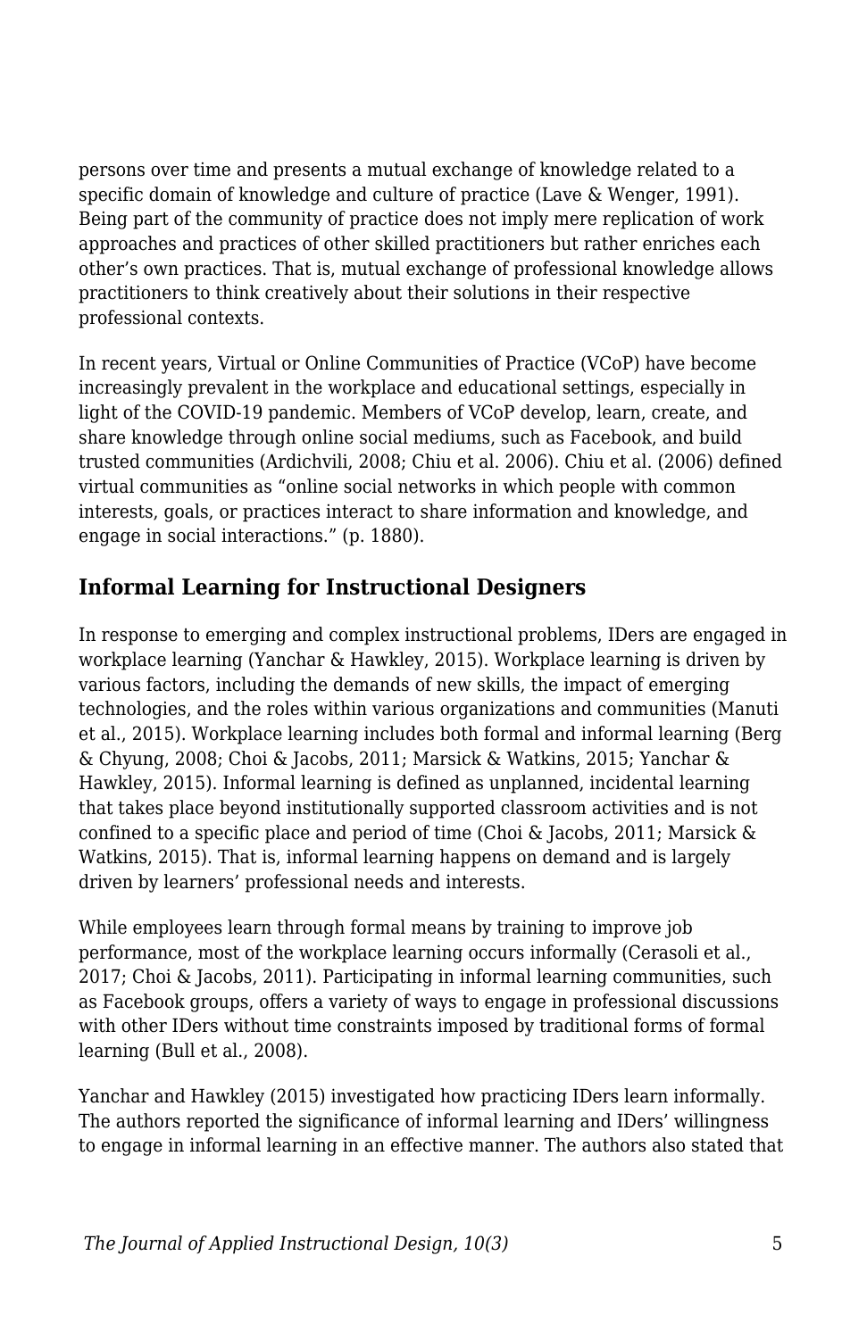persons over time and presents a mutual exchange of knowledge related to a specific domain of knowledge and culture of practice (Lave & Wenger, 1991). Being part of the community of practice does not imply mere replication of work approaches and practices of other skilled practitioners but rather enriches each other's own practices. That is, mutual exchange of professional knowledge allows practitioners to think creatively about their solutions in their respective professional contexts.

In recent years, Virtual or Online Communities of Practice (VCoP) have become increasingly prevalent in the workplace and educational settings, especially in light of the COVID-19 pandemic. Members of VCoP develop, learn, create, and share knowledge through online social mediums, such as Facebook, and build trusted communities (Ardichvili, 2008; Chiu et al. 2006). Chiu et al. (2006) defined virtual communities as "online social networks in which people with common interests, goals, or practices interact to share information and knowledge, and engage in social interactions." (p. 1880).

## Informal Learning for Instructional Designers

In response to emerging and complex instructional problems, IDers are engaged in workplace learning (Yanchar & Hawkley, 2015). Workplace learning is driven by various factors, including the demands of new skills, the impact of emerging technologies, and the roles within various organizations and communities (Manuti et al., 2015). Workplace learning includes both formal and informal learning (Berg & Chyung, 2008; Choi & Jacobs, 2011; Marsick & Watkins, 2015; Yanchar & Hawkley, 2015). Informal learning is defined as unplanned, incidental learning that takes place beyond institutionally supported classroom activities and is not confined to a specific place and period of time (Choi & Jacobs, 2011; Marsick & Watkins, 2015). That is, informal learning happens on demand and is largely driven by learners' professional needs and interests.

While employees learn through formal means by training to improve job performance, most of the workplace learning occurs informally (Cerasoli et al., 2017; Choi & Jacobs, 2011). Participating in informal learning communities, such as Facebook groups, offers a variety of ways to engage in professional discussions with other IDers without time constraints imposed by traditional forms of formal learning (Bull et al., 2008).

Yanchar and Hawkley (2015) investigated how practicing IDers learn informally. The authors reported the significance of informal learning and IDers' willingness to engage in informal learning in an effective manner. The authors also stated that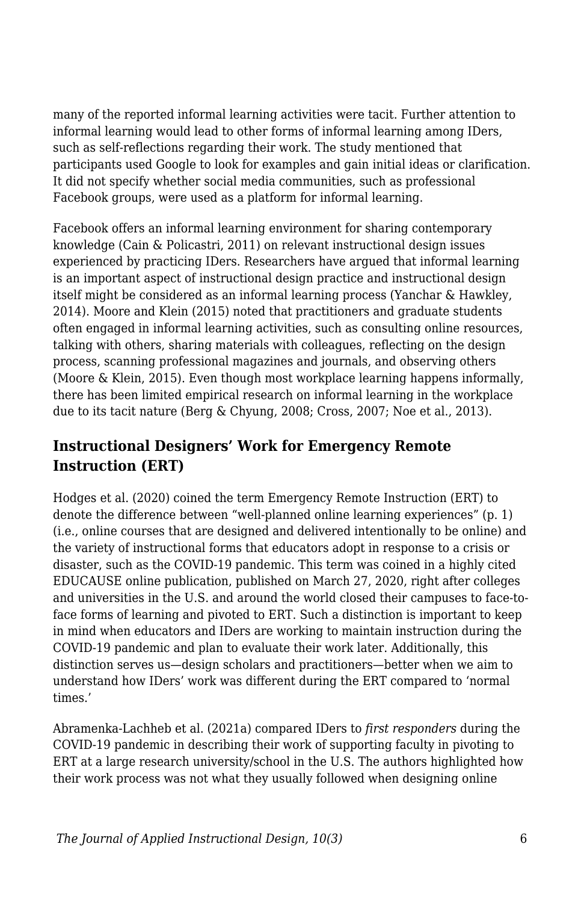many of the reported informal learning activities were tacit. Further attention to informal learning would lead to other forms of informal learning among IDers, such as self-reflections regarding their work. The study mentioned that participants used Google to look for examples and gain initial ideas or clarification. It did not specify whether social media communities, such as professional Facebook groups, were used as a platform for informal learning.

Facebook offers an informal learning environment for sharing contemporary knowledge (Cain & Policastri, 2011) on relevant instructional design issues experienced by practicing IDers. Researchers have argued that informal learning is an important aspect of instructional design practice and instructional design itself might be considered as an informal learning process (Yanchar & Hawkley, 2014). Moore and Klein (2015) noted that practitioners and graduate students often engaged in informal learning activities, such as consulting online resources, talking with others, sharing materials with colleagues, reflecting on the design process, scanning professional magazines and journals, and observing others (Moore & Klein, 2015). Even though most workplace learning happens informally, there has been limited empirical research on informal learning in the workplace due to its tacit nature (Berg & Chyung, 2008; Cross, 2007; Noe et al., 2013).

## Instructional Designers' Work for Emergency Remote Instruction (ERT)

Hodges et al. (2020) coined the term Emergency Remote Instruction (ERT) to denote the difference between "well-planned online learning experiences" (p. 1) (i.e., online courses that are designed and delivered intentionally to be online) and the variety of instructional forms that educators adopt in response to a crisis or disaster, such as the COVID-19 pandemic. This term was coined in a highly cited EDUCAUSE online publication, published on March 27, 2020, right after colleges and universities in the U.S. and around the world closed their campuses to face-to-face forms of learning and pivoted to ERT. Such a distinction is important to keep in mind when educators and IDers are working to maintain instruction during the COVID-19 pandemic and plan to evaluate their work later. Additionally, this distinction serves us—design scholars and practitioners—better when we aim to understand how IDers' work was different during the ERT compared to 'normal times.'

Abramenka-Lachheb et al. (2021a) compared IDers to *first responders* during the COVID-19 pandemic in describing their work of supporting faculty in pivoting to ERT at a large research university/school in the U.S. The authors highlighted how their work process was not what they usually followed when designing online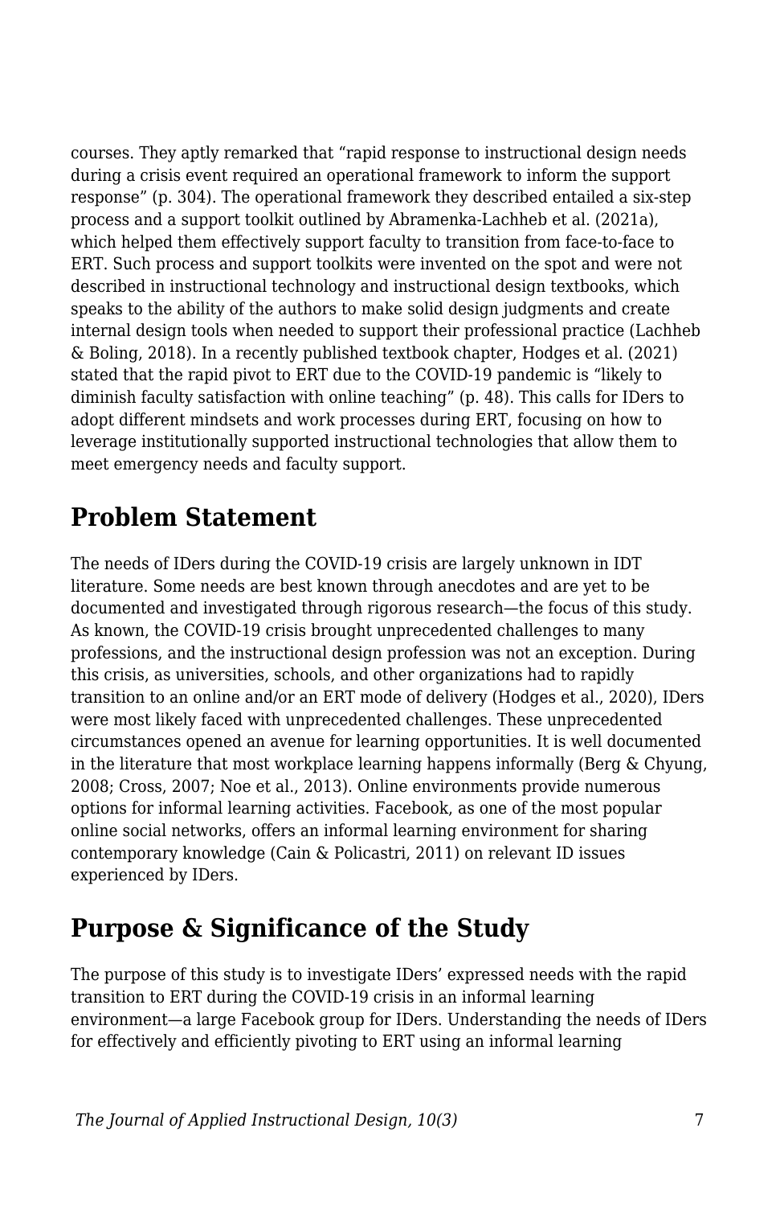courses. They aptly remarked that “rapid response to instructional design needs during a crisis event required an operational framework to inform the support response” (p. 304). The operational framework they described entailed a six-step process and a support toolkit outlined by Abramenka-Lachheb et al. (2021a), which helped them effectively support faculty to transition from face-to-face to ERT. Such process and support toolkits were invented on the spot and were not described in instructional technology and instructional design textbooks, which speaks to the ability of the authors to make solid design judgments and create internal design tools when needed to support their professional practice (Lachheb & Boling, 2018). In a recently published textbook chapter, Hodges et al. (2021) stated that the rapid pivot to ERT due to the COVID-19 pandemic is “likely to diminish faculty satisfaction with online teaching” (p. 48). This calls for IDers to adopt different mindsets and work processes during ERT, focusing on how to leverage institutionally supported instructional technologies that allow them to meet emergency needs and faculty support.

## Problem Statement

The needs of IDers during the COVID-19 crisis are largely unknown in IDT literature. Some needs are best known through anecdotes and are yet to be documented and investigated through rigorous research—the focus of this study. As known, the COVID-19 crisis brought unprecedented challenges to many professions, and the instructional design profession was not an exception. During this crisis, as universities, schools, and other organizations had to rapidly transition to an online and/or an ERT mode of delivery (Hodges et al., 2020), IDers were most likely faced with unprecedented challenges. These unprecedented circumstances opened an avenue for learning opportunities. It is well documented in the literature that most workplace learning happens informally (Berg & Chyung, 2008; Cross, 2007; Noe et al., 2013). Online environments provide numerous options for informal learning activities. Facebook, as one of the most popular online social networks, offers an informal learning environment for sharing contemporary knowledge (Cain & Policastri, 2011) on relevant ID issues experienced by IDers.

## Purpose & Significance of the Study

The purpose of this study is to investigate IDers’ expressed needs with the rapid transition to ERT during the COVID-19 crisis in an informal learning environment—a large Facebook group for IDers. Understanding the needs of IDers for effectively and efficiently pivoting to ERT using an informal learning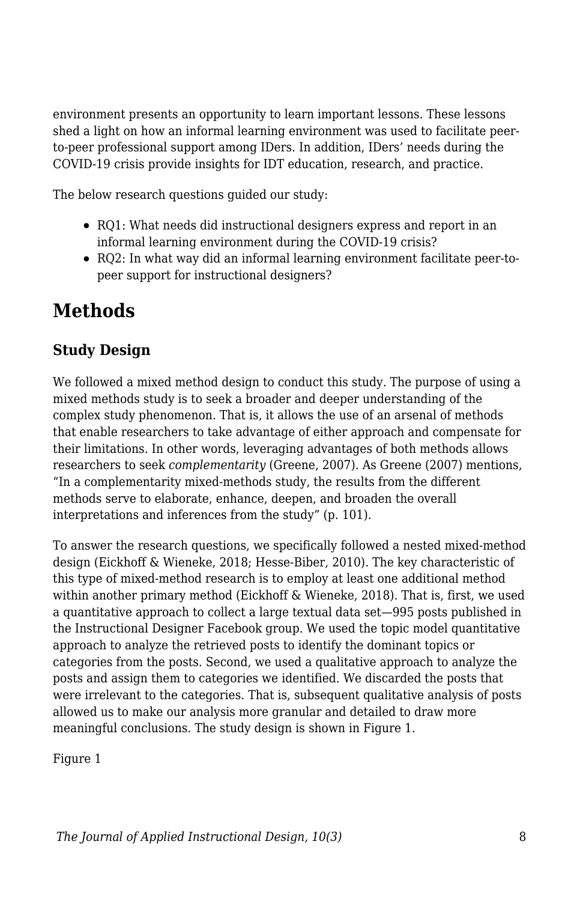environment presents an opportunity to learn important lessons. These lessons shed a light on how an informal learning environment was used to facilitate peer-to-peer professional support among IDers. In addition, IDers' needs during the COVID-19 crisis provide insights for IDT education, research, and practice.

The below research questions guided our study:

- RQ1: What needs did instructional designers express and report in an informal learning environment during the COVID-19 crisis?
- RQ2: In what way did an informal learning environment facilitate peer-to-peer support for instructional designers?

## Methods

### Study Design

We followed a mixed method design to conduct this study. The purpose of using a mixed methods study is to seek a broader and deeper understanding of the complex study phenomenon. That is, it allows the use of an arsenal of methods that enable researchers to take advantage of either approach and compensate for their limitations. In other words, leveraging advantages of both methods allows researchers to seek *complementarity* (Greene, 2007). As Greene (2007) mentions, "In a complementarity mixed-methods study, the results from the different methods serve to elaborate, enhance, deepen, and broaden the overall interpretations and inferences from the study" (p. 101).

To answer the research questions, we specifically followed a nested mixed-method design (Eickhoff & Wieneke, 2018; Hesse-Biber, 2010). The key characteristic of this type of mixed-method research is to employ at least one additional method within another primary method (Eickhoff & Wieneke, 2018). That is, first, we used a quantitative approach to collect a large textual data set—995 posts published in the Instructional Designer Facebook group. We used the topic model quantitative approach to analyze the retrieved posts to identify the dominant topics or categories from the posts. Second, we used a qualitative approach to analyze the posts and assign them to categories we identified. We discarded the posts that were irrelevant to the categories. That is, subsequent qualitative analysis of posts allowed us to make our analysis more granular and detailed to draw more meaningful conclusions. The study design is shown in Figure 1.

Figure 1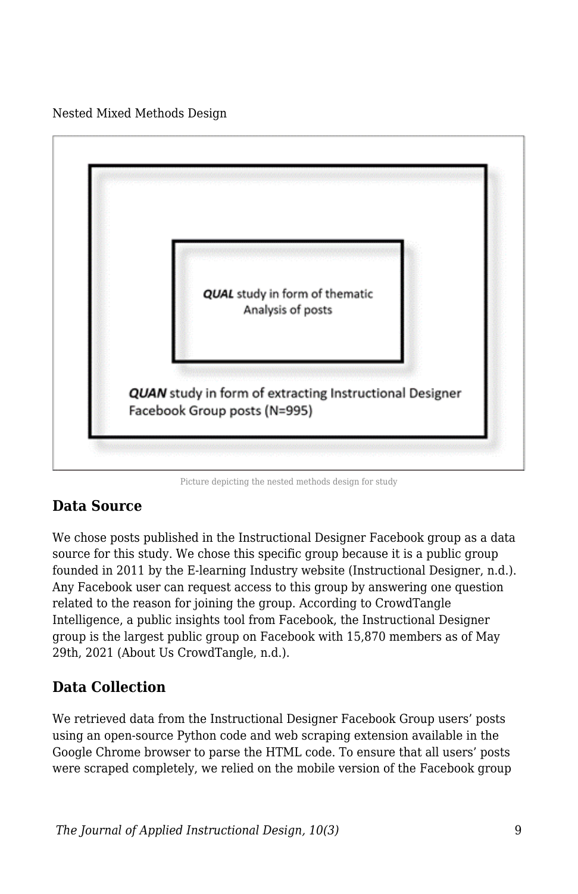Nested Mixed Methods Design

***QUAL*** study in form of thematic Analysis of posts

***QUAN*** study in form of extracting Instructional Designer Facebook Group posts (N=995)

Picture depicting the nested methods design for study

## Data Source

We chose posts published in the Instructional Designer Facebook group as a data source for this study. We chose this specific group because it is a public group founded in 2011 by the E-learning Industry website (Instructional Designer, n.d.). Any Facebook user can request access to this group by answering one question related to the reason for joining the group. According to CrowdTangle Intelligence, a public insights tool from Facebook, the Instructional Designer group is the largest public group on Facebook with 15,870 members as of May 29th, 2021 (About Us CrowdTangle, n.d.).

## Data Collection

We retrieved data from the Instructional Designer Facebook Group users' posts using an open-source Python code and web scraping extension available in the Google Chrome browser to parse the HTML code. To ensure that all users' posts were scraped completely, we relied on the mobile version of the Facebook group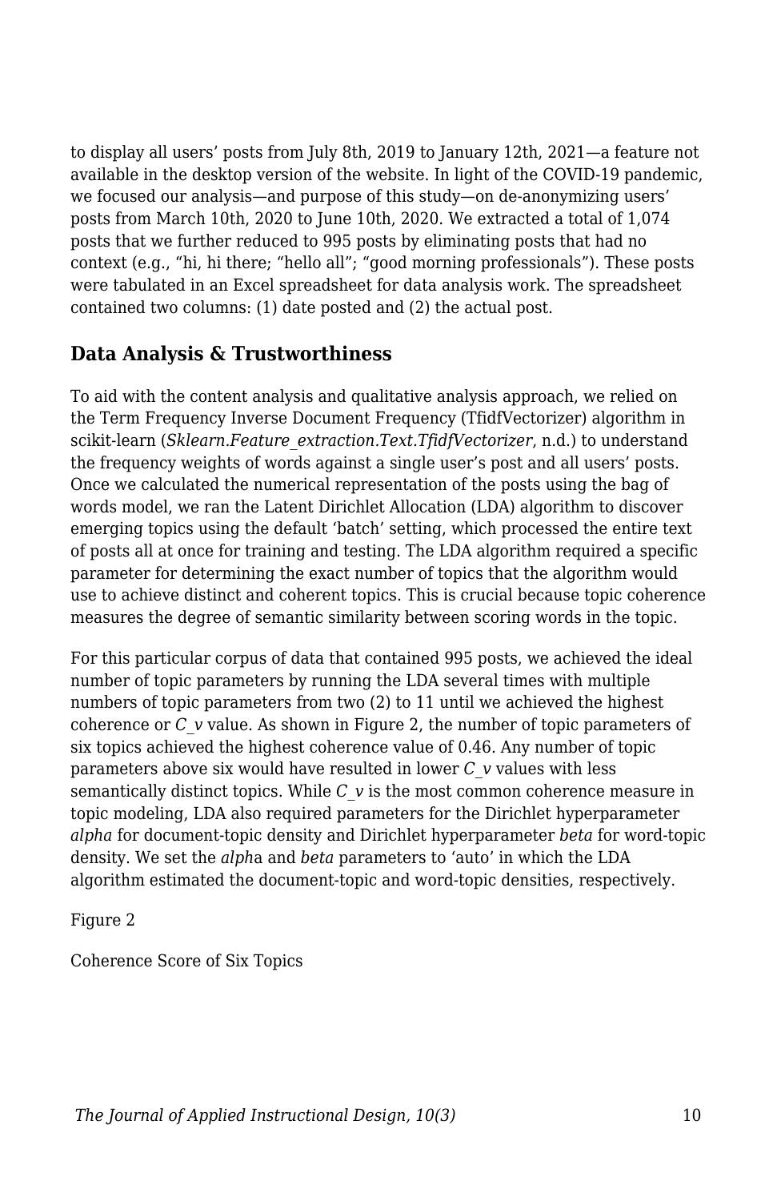to display all users' posts from July 8th, 2019 to January 12th, 2021—a feature not available in the desktop version of the website. In light of the COVID-19 pandemic, we focused our analysis—and purpose of this study—on de-anonymizing users' posts from March 10th, 2020 to June 10th, 2020. We extracted a total of 1,074 posts that we further reduced to 995 posts by eliminating posts that had no context (e.g., "hi, hi there; "hello all"; "good morning professionals"). These posts were tabulated in an Excel spreadsheet for data analysis work. The spreadsheet contained two columns: (1) date posted and (2) the actual post.

## Data Analysis & Trustworthiness

To aid with the content analysis and qualitative analysis approach, we relied on the Term Frequency Inverse Document Frequency (TfidfVectorizer) algorithm in scikit-learn (*Sklearn.Feature_extraction.Text.TfidfVectorizer*, n.d.) to understand the frequency weights of words against a single user's post and all users' posts. Once we calculated the numerical representation of the posts using the bag of words model, we ran the Latent Dirichlet Allocation (LDA) algorithm to discover emerging topics using the default 'batch' setting, which processed the entire text of posts all at once for training and testing. The LDA algorithm required a specific parameter for determining the exact number of topics that the algorithm would use to achieve distinct and coherent topics. This is crucial because topic coherence measures the degree of semantic similarity between scoring words in the topic.

For this particular corpus of data that contained 995 posts, we achieved the ideal number of topic parameters by running the LDA several times with multiple numbers of topic parameters from two (2) to 11 until we achieved the highest coherence or $C\_v$ value. As shown in Figure 2, the number of topic parameters of six topics achieved the highest coherence value of 0.46. Any number of topic parameters above six would have resulted in lower $C\_v$ values with less semantically distinct topics. While $C\_v$ is the most common coherence measure in topic modeling, LDA also required parameters for the Dirichlet hyperparameter *alpha* for document-topic density and Dirichlet hyperparameter *beta* for word-topic density. We set the *alpha* and *beta* parameters to 'auto' in which the LDA algorithm estimated the document-topic and word-topic densities, respectively.

Figure 2

Coherence Score of Six Topics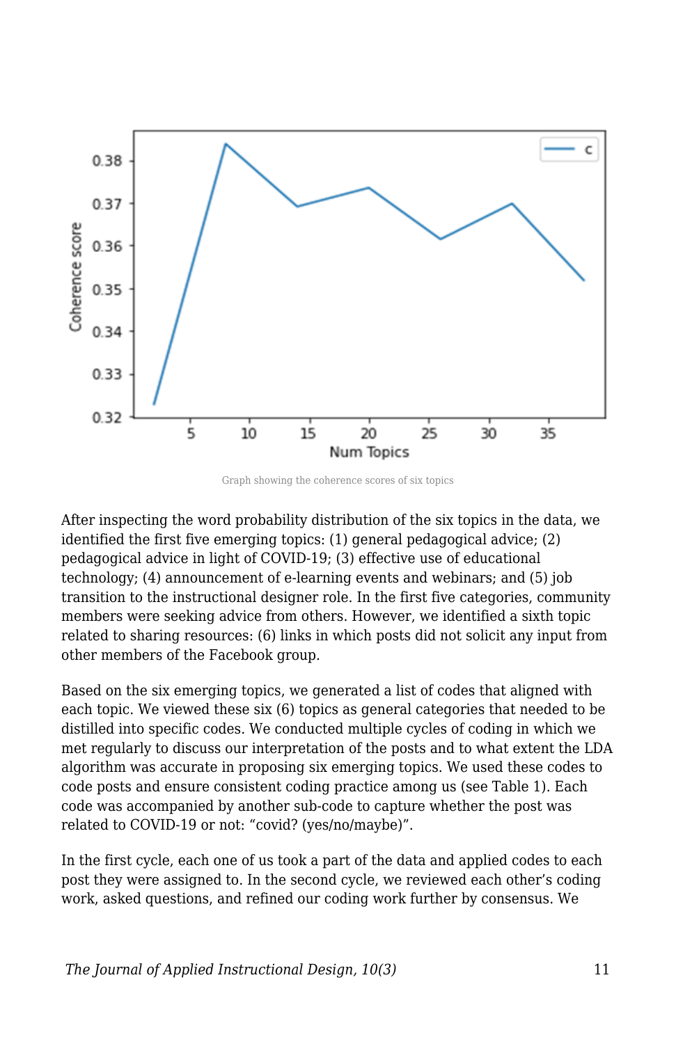Graph showing the coherence scores of six topics

After inspecting the word probability distribution of the six topics in the data, we identified the first five emerging topics: (1) general pedagogical advice; (2) pedagogical advice in light of COVID-19; (3) effective use of educational technology; (4) announcement of e-learning events and webinars; and (5) job transition to the instructional designer role. In the first five categories, community members were seeking advice from others. However, we identified a sixth topic related to sharing resources: (6) links in which posts did not solicit any input from other members of the Facebook group.

Based on the six emerging topics, we generated a list of codes that aligned with each topic. We viewed these six (6) topics as general categories that needed to be distilled into specific codes. We conducted multiple cycles of coding in which we met regularly to discuss our interpretation of the posts and to what extent the LDA algorithm was accurate in proposing six emerging topics. We used these codes to code posts and ensure consistent coding practice among us (see Table 1). Each code was accompanied by another sub-code to capture whether the post was related to COVID-19 or not: “covid? (yes/no/maybe)”.

In the first cycle, each one of us took a part of the data and applied codes to each post they were assigned to. In the second cycle, we reviewed each other’s coding work, asked questions, and refined our coding work further by consensus. We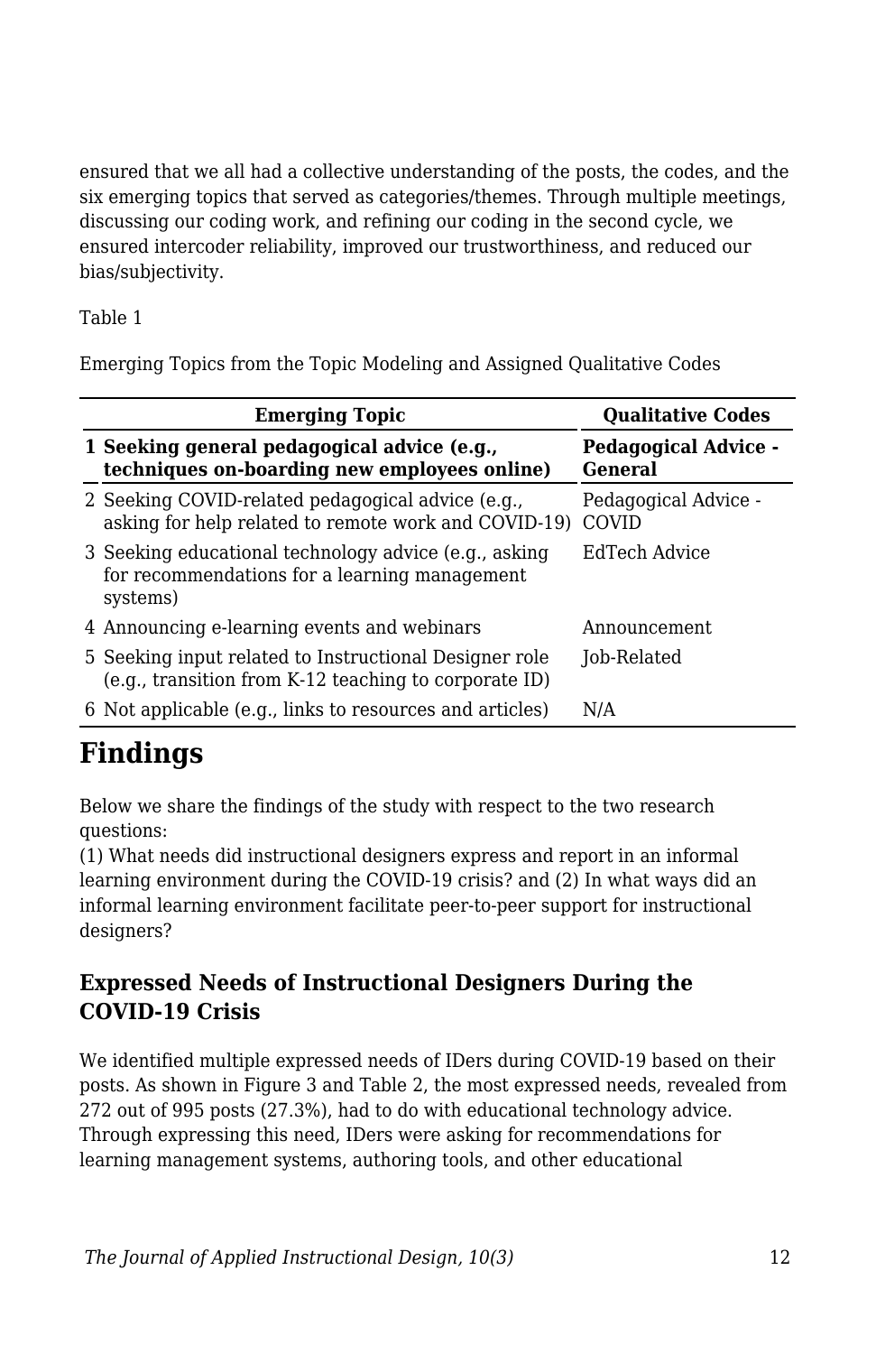ensured that we all had a collective understanding of the posts, the codes, and the six emerging topics that served as categories/themes. Through multiple meetings, discussing our coding work, and refining our coding in the second cycle, we ensured intercoder reliability, improved our trustworthiness, and reduced our bias/subjectivity.

Table 1

Emerging Topics from the Topic Modeling and Assigned Qualitative Codes

| | Emerging Topic | Qualitative Codes |
|---|---|---|
| **1** | **Seeking general pedagogical advice (e.g., techniques on-boarding new employees online)** | **Pedagogical Advice - General** |
| 2 | Seeking COVID-related pedagogical advice (e.g., asking for help related to remote work and COVID-19) | Pedagogical Advice - COVID |
| 3 | Seeking educational technology advice (e.g., asking for recommendations for a learning management systems) | EdTech Advice |
| 4 | Announcing e-learning events and webinars | Announcement |
| 5 | Seeking input related to Instructional Designer role (e.g., transition from K-12 teaching to corporate ID) | Job-Related |
| 6 | Not applicable (e.g., links to resources and articles) | N/A |

# Findings

Below we share the findings of the study with respect to the two research questions:
(1) What needs did instructional designers express and report in an informal learning environment during the COVID-19 crisis? and (2) In what ways did an informal learning environment facilitate peer-to-peer support for instructional designers?

## Expressed Needs of Instructional Designers During the COVID-19 Crisis

We identified multiple expressed needs of IDers during COVID-19 based on their posts. As shown in Figure 3 and Table 2, the most expressed needs, revealed from 272 out of 995 posts (27.3%), had to do with educational technology advice. Through expressing this need, IDers were asking for recommendations for learning management systems, authoring tools, and other educational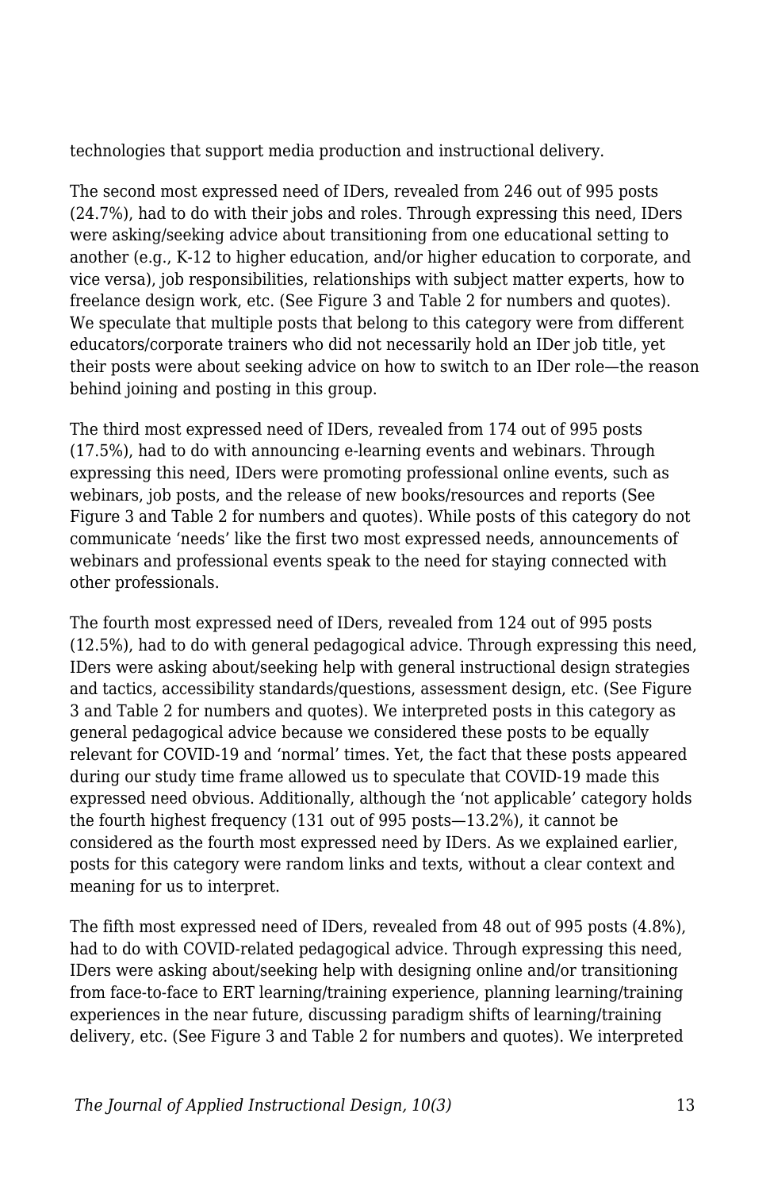technologies that support media production and instructional delivery.

The second most expressed need of IDers, revealed from 246 out of 995 posts (24.7%), had to do with their jobs and roles. Through expressing this need, IDers were asking/seeking advice about transitioning from one educational setting to another (e.g., K-12 to higher education, and/or higher education to corporate, and vice versa), job responsibilities, relationships with subject matter experts, how to freelance design work, etc. (See Figure 3 and Table 2 for numbers and quotes). We speculate that multiple posts that belong to this category were from different educators/corporate trainers who did not necessarily hold an IDer job title, yet their posts were about seeking advice on how to switch to an IDer role—the reason behind joining and posting in this group.

The third most expressed need of IDers, revealed from 174 out of 995 posts (17.5%), had to do with announcing e-learning events and webinars. Through expressing this need, IDers were promoting professional online events, such as webinars, job posts, and the release of new books/resources and reports (See Figure 3 and Table 2 for numbers and quotes). While posts of this category do not communicate 'needs' like the first two most expressed needs, announcements of webinars and professional events speak to the need for staying connected with other professionals.

The fourth most expressed need of IDers, revealed from 124 out of 995 posts (12.5%), had to do with general pedagogical advice. Through expressing this need, IDers were asking about/seeking help with general instructional design strategies and tactics, accessibility standards/questions, assessment design, etc. (See Figure 3 and Table 2 for numbers and quotes). We interpreted posts in this category as general pedagogical advice because we considered these posts to be equally relevant for COVID-19 and 'normal' times. Yet, the fact that these posts appeared during our study time frame allowed us to speculate that COVID-19 made this expressed need obvious. Additionally, although the 'not applicable' category holds the fourth highest frequency (131 out of 995 posts—13.2%), it cannot be considered as the fourth most expressed need by IDers. As we explained earlier, posts for this category were random links and texts, without a clear context and meaning for us to interpret.

The fifth most expressed need of IDers, revealed from 48 out of 995 posts (4.8%), had to do with COVID-related pedagogical advice. Through expressing this need, IDers were asking about/seeking help with designing online and/or transitioning from face-to-face to ERT learning/training experience, planning learning/training experiences in the near future, discussing paradigm shifts of learning/training delivery, etc. (See Figure 3 and Table 2 for numbers and quotes). We interpreted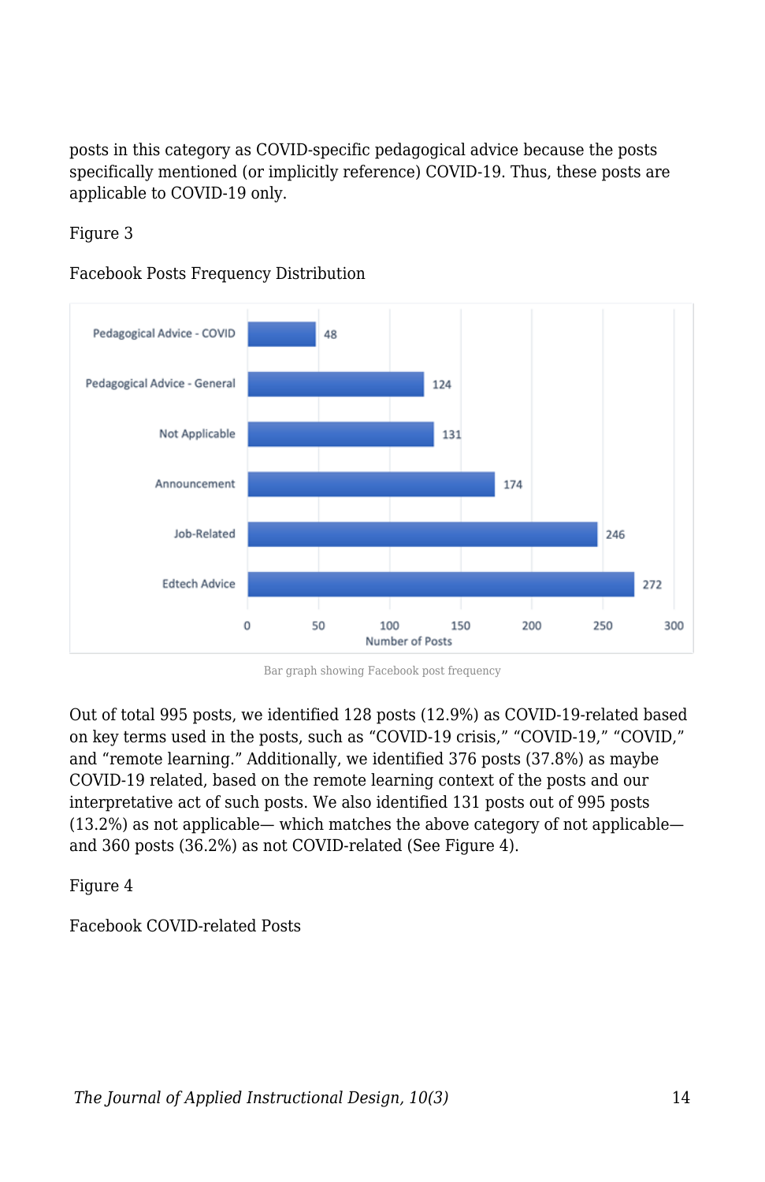posts in this category as COVID-specific pedagogical advice because the posts specifically mentioned (or implicitly reference) COVID-19. Thus, these posts are applicable to COVID-19 only.

Figure 3

Facebook Posts Frequency Distribution

Bar graph showing Facebook post frequency

Out of total 995 posts, we identified 128 posts (12.9%) as COVID-19-related based on key terms used in the posts, such as “COVID-19 crisis,” “COVID-19,” “COVID,” and “remote learning.” Additionally, we identified 376 posts (37.8%) as maybe COVID-19 related, based on the remote learning context of the posts and our interpretative act of such posts. We also identified 131 posts out of 995 posts (13.2%) as not applicable— which matches the above category of not applicable—and 360 posts (36.2%) as not COVID-related (See Figure 4).

Figure 4

Facebook COVID-related Posts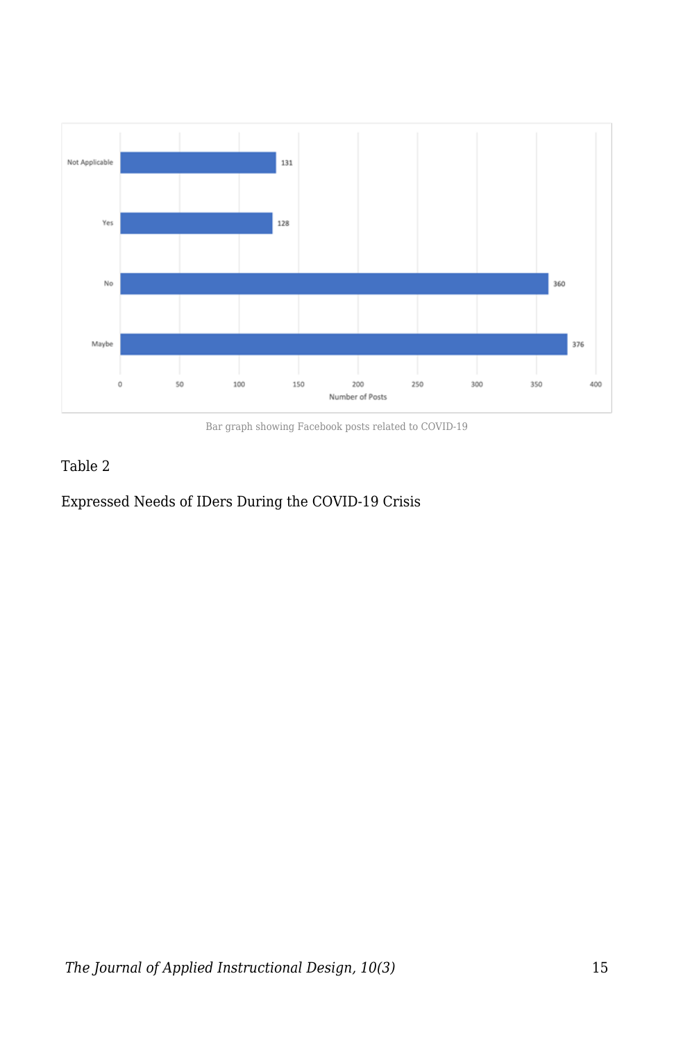| | Number of Posts |
|---|---|
| Not Applicable | 131 |
| Yes | 128 |
| No | 360 |
| Maybe | 376 |

Bar graph showing Facebook posts related to COVID-19

Table 2

Expressed Needs of IDers During the COVID-19 Crisis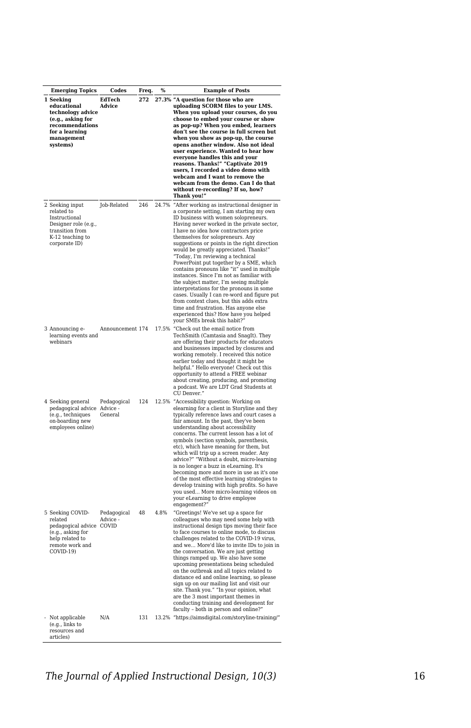| | Emerging Topics | Codes | Freq. | % | Example of Posts |
|---|---|---|---|---|---|
| **1** | **Seeking educational technology advice (e.g., asking for recommendations for a learning management systems)** | **EdTech Advice** | **272** | **27.3%** | **"A question for those who are uploading SCORM files to your LMS. When you upload your courses, do you choose to embed your course or show as pop-up? When you embed, learners don't see the course in full screen but when you show as pop-up, the course opens another window. Also not ideal user experience. Wanted to hear how everyone handles this and your reasons. Thanks!" "Captivate 2019 users, I recorded a video demo with webcam and I want to remove the webcam from the demo. Can I do that without re-recording? If so, how? Thank you!"** |
| 2 | Seeking input related to Instructional Designer role (e.g., transition from K-12 teaching to corporate ID) | Job-Related | 246 | 24.7% | "After working as instructional designer in a corporate setting, I am starting my own ID business with women solopreneurs. Having never worked in the private sector, I have no idea how contractors price themselves for solopreneurs. Any suggestions or points in the right direction would be greatly appreciated. Thanks!" "Today, I'm reviewing a technical PowerPoint put together by a SME, which contains pronouns like "it" used in multiple instances. Since I'm not as familiar with the subject matter, I'm seeing multiple interpretations for the pronouns in some cases. Usually I can re-word and figure put from context clues, but this adds extra time and frustration. Has anyone else experienced this? How have you helped your SMEs break this habit?" |
| 3 | Announcing e-learning events and webinars | Announcement | 174 | 17.5% | "Check out the email notice from TechSmith (Camtasia and SnagIt). They are offering their products for educators and businesses impacted by closures and working remotely. I received this notice earlier today and thought it might be helpful." Hello everyone! Check out this opportunity to attend a FREE webinar about creating, producing, and promoting a podcast. We are LDT Grad Students at CU Denver." |
| 4 | Seeking general pedagogical advice (e.g., techniques on-boarding new employees online) | Pedagogical Advice - General | 124 | 12.5% | "Accessibility question: Working on elearning for a client in Storyline and they typically reference laws and court cases a fair amount. In the past, they've been understanding about accessibility concerns. The current lesson has a lot of symbols (section symbols, parenthesis, etc), which have meaning for them, but which will trip up a screen reader. Any advice?" "Without a doubt, micro-learning is no longer a buzz in eLearning. It's becoming more and more in use as it's one of the most effective learning strategies to develop training with high profits. So have you used… More micro-learning videos on your eLearning to drive employee engagement?" |
| 5 | Seeking COVID-related pedagogical advice (e.g., asking for help related to remote work and COVID-19) | Pedagogical Advice - COVID | 48 | 4.8% | "Greetings! We've set up a space for colleagues who may need some help with instructional design tips moving their face to face courses to online mode, to discuss challenges related to the COVID-19 virus, and we… More'd like to invite IDs to join in the conversation. We are just getting things ramped up. We also have some upcoming presentations being scheduled on the outbreak and all topics related to distance ed and online learning, so please sign up on our mailing list and visit our site. Thank you." "In your opinion, what are the 3 most important themes in conducting training and development for faculty – both in person and online?" |
| - | Not applicable (e.g., links to resources and articles) | N/A | 131 | 13.2% | "https://aimsdigital.com/storyline-training/" |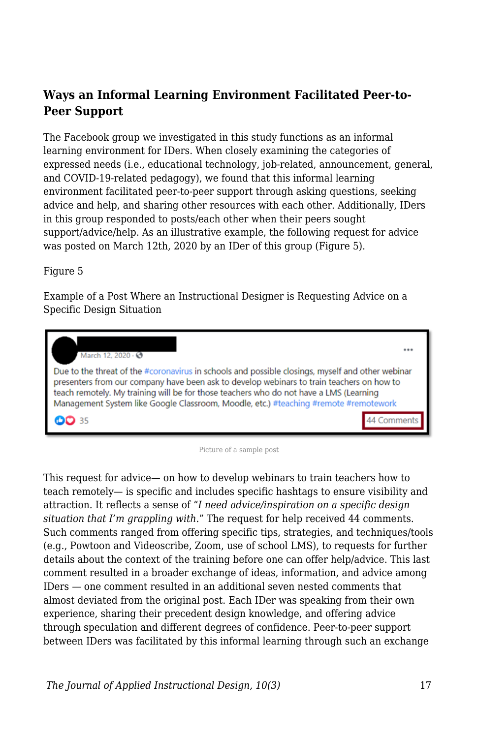## Ways an Informal Learning Environment Facilitated Peer-to-Peer Support

The Facebook group we investigated in this study functions as an informal learning environment for IDers. When closely examining the categories of expressed needs (i.e., educational technology, job-related, announcement, general, and COVID-19-related pedagogy), we found that this informal learning environment facilitated peer-to-peer support through asking questions, seeking advice and help, and sharing other resources with each other. Additionally, IDers in this group responded to posts/each other when their peers sought support/advice/help. As an illustrative example, the following request for advice was posted on March 12th, 2020 by an IDer of this group (Figure 5).

Figure 5

Example of a Post Where an Instructional Designer is Requesting Advice on a Specific Design Situation

March 12, 2020

Due to the threat of the #coronavirus in schools and possible closings, myself and other webinar presenters from our company have been ask to develop webinars to train teachers on how to teach remotely. My training will be for those teachers who do not have a LMS (Learning Management System like Google Classroom, Moodle, etc.) #teaching #remote #remotework

35 — 44 Comments

Picture of a sample post

This request for advice— on how to develop webinars to train teachers how to teach remotely— is specific and includes specific hashtags to ensure visibility and attraction. It reflects a sense of "*I need advice/inspiration on a specific design situation that I'm grappling with*." The request for help received 44 comments. Such comments ranged from offering specific tips, strategies, and techniques/tools (e.g., Powtoon and Videoscribe, Zoom, use of school LMS), to requests for further details about the context of the training before one can offer help/advice. This last comment resulted in a broader exchange of ideas, information, and advice among IDers — one comment resulted in an additional seven nested comments that almost deviated from the original post. Each IDer was speaking from their own experience, sharing their precedent design knowledge, and offering advice through speculation and different degrees of confidence. Peer-to-peer support between IDers was facilitated by this informal learning through such an exchange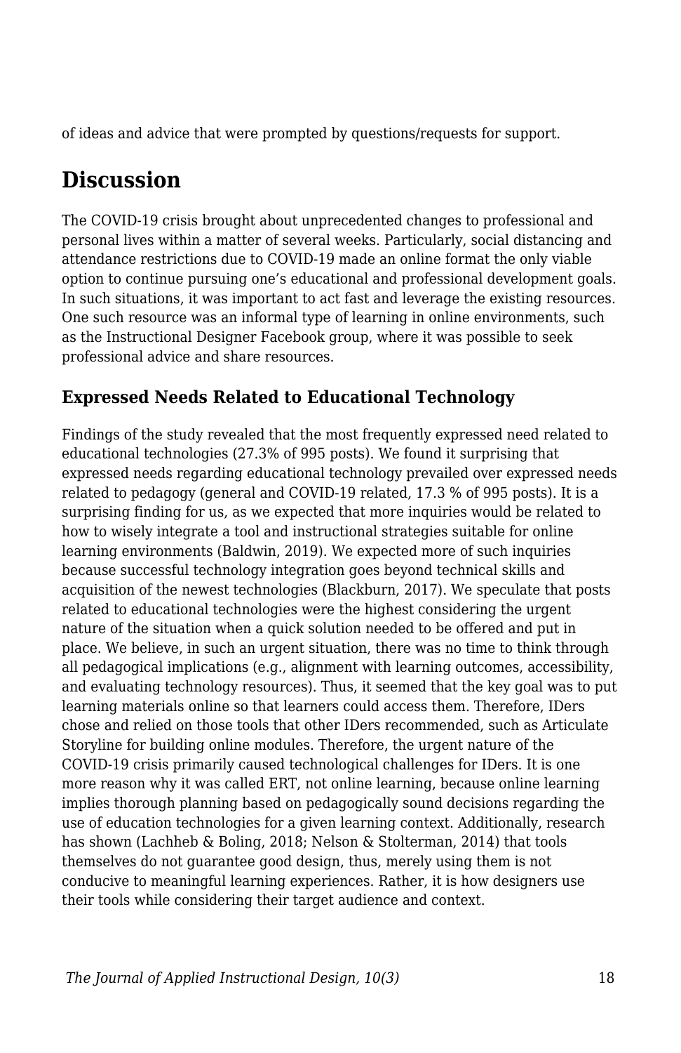of ideas and advice that were prompted by questions/requests for support.

## Discussion

The COVID-19 crisis brought about unprecedented changes to professional and personal lives within a matter of several weeks. Particularly, social distancing and attendance restrictions due to COVID-19 made an online format the only viable option to continue pursuing one's educational and professional development goals. In such situations, it was important to act fast and leverage the existing resources. One such resource was an informal type of learning in online environments, such as the Instructional Designer Facebook group, where it was possible to seek professional advice and share resources.

### Expressed Needs Related to Educational Technology

Findings of the study revealed that the most frequently expressed need related to educational technologies (27.3% of 995 posts). We found it surprising that expressed needs regarding educational technology prevailed over expressed needs related to pedagogy (general and COVID-19 related, 17.3 % of 995 posts). It is a surprising finding for us, as we expected that more inquiries would be related to how to wisely integrate a tool and instructional strategies suitable for online learning environments (Baldwin, 2019). We expected more of such inquiries because successful technology integration goes beyond technical skills and acquisition of the newest technologies (Blackburn, 2017). We speculate that posts related to educational technologies were the highest considering the urgent nature of the situation when a quick solution needed to be offered and put in place. We believe, in such an urgent situation, there was no time to think through all pedagogical implications (e.g., alignment with learning outcomes, accessibility, and evaluating technology resources). Thus, it seemed that the key goal was to put learning materials online so that learners could access them. Therefore, IDers chose and relied on those tools that other IDers recommended, such as Articulate Storyline for building online modules. Therefore, the urgent nature of the COVID-19 crisis primarily caused technological challenges for IDers. It is one more reason why it was called ERT, not online learning, because online learning implies thorough planning based on pedagogically sound decisions regarding the use of education technologies for a given learning context. Additionally, research has shown (Lachheb & Boling, 2018; Nelson & Stolterman, 2014) that tools themselves do not guarantee good design, thus, merely using them is not conducive to meaningful learning experiences. Rather, it is how designers use their tools while considering their target audience and context.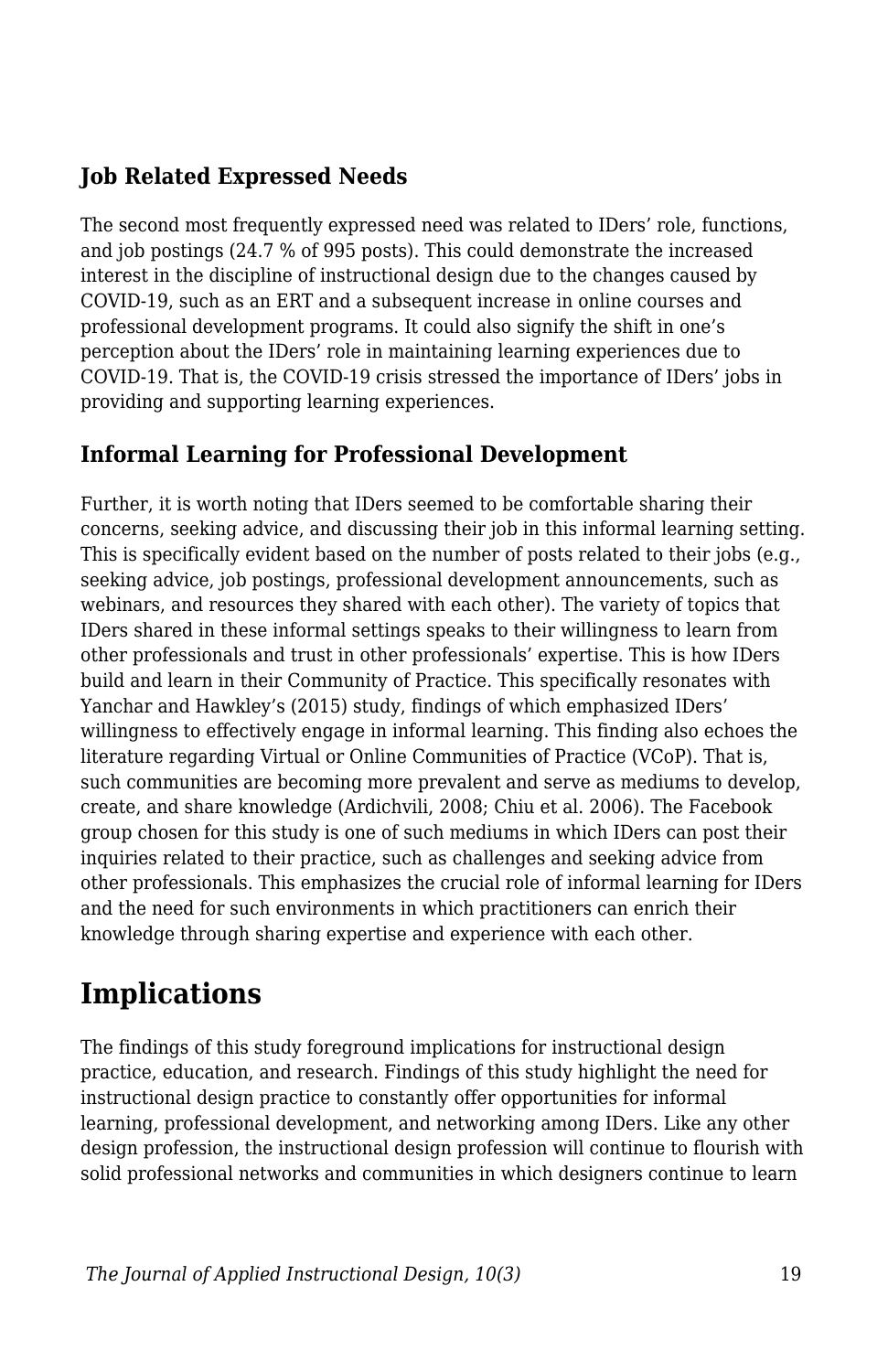### Job Related Expressed Needs

The second most frequently expressed need was related to IDers' role, functions, and job postings (24.7 % of 995 posts). This could demonstrate the increased interest in the discipline of instructional design due to the changes caused by COVID-19, such as an ERT and a subsequent increase in online courses and professional development programs. It could also signify the shift in one's perception about the IDers' role in maintaining learning experiences due to COVID-19. That is, the COVID-19 crisis stressed the importance of IDers' jobs in providing and supporting learning experiences.

### Informal Learning for Professional Development

Further, it is worth noting that IDers seemed to be comfortable sharing their concerns, seeking advice, and discussing their job in this informal learning setting. This is specifically evident based on the number of posts related to their jobs (e.g., seeking advice, job postings, professional development announcements, such as webinars, and resources they shared with each other). The variety of topics that IDers shared in these informal settings speaks to their willingness to learn from other professionals and trust in other professionals' expertise. This is how IDers build and learn in their Community of Practice. This specifically resonates with Yanchar and Hawkley's (2015) study, findings of which emphasized IDers' willingness to effectively engage in informal learning. This finding also echoes the literature regarding Virtual or Online Communities of Practice (VCoP). That is, such communities are becoming more prevalent and serve as mediums to develop, create, and share knowledge (Ardichvili, 2008; Chiu et al. 2006). The Facebook group chosen for this study is one of such mediums in which IDers can post their inquiries related to their practice, such as challenges and seeking advice from other professionals. This emphasizes the crucial role of informal learning for IDers and the need for such environments in which practitioners can enrich their knowledge through sharing expertise and experience with each other.

## Implications

The findings of this study foreground implications for instructional design practice, education, and research. Findings of this study highlight the need for instructional design practice to constantly offer opportunities for informal learning, professional development, and networking among IDers. Like any other design profession, the instructional design profession will continue to flourish with solid professional networks and communities in which designers continue to learn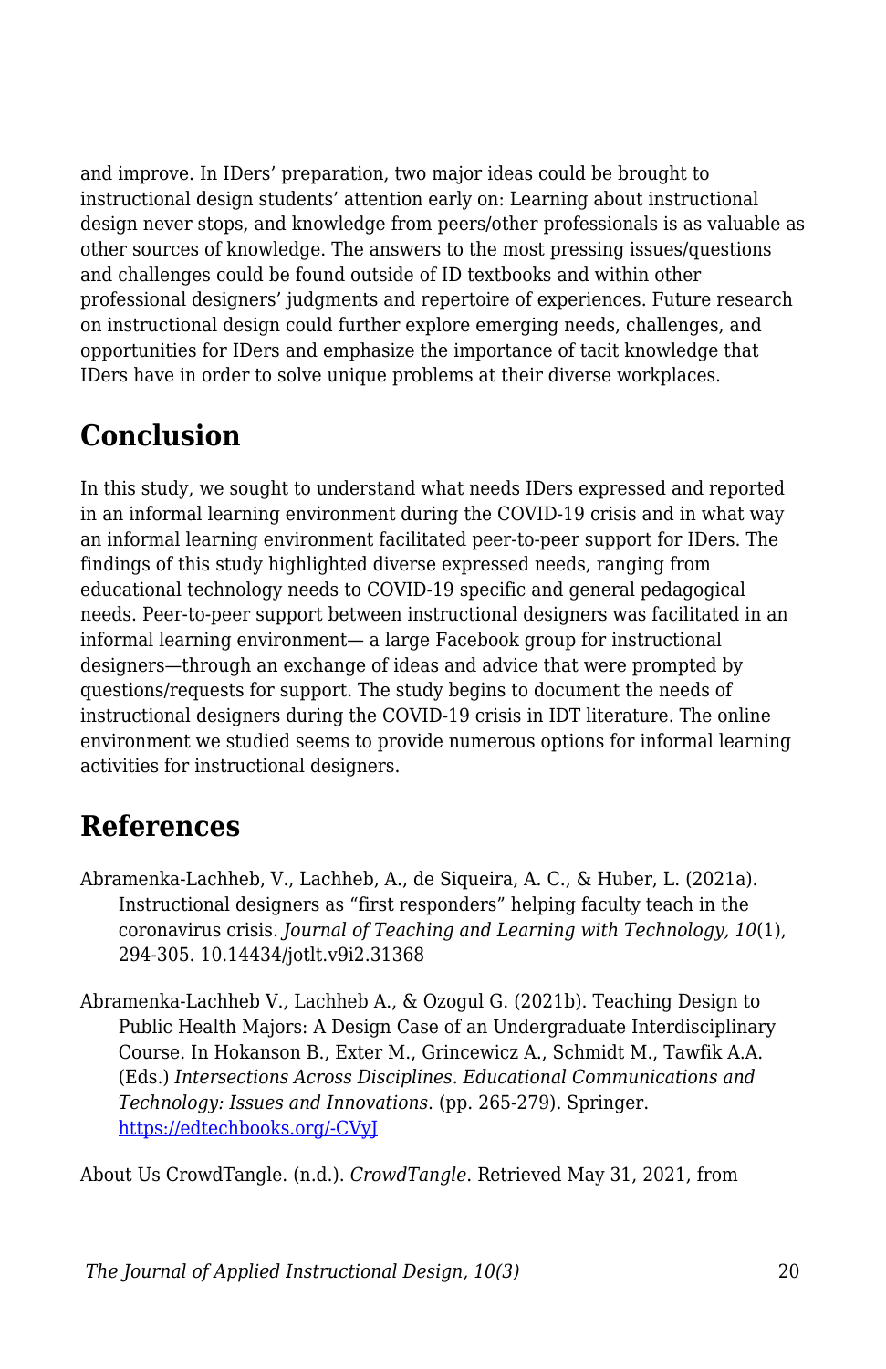and improve. In IDers' preparation, two major ideas could be brought to instructional design students' attention early on: Learning about instructional design never stops, and knowledge from peers/other professionals is as valuable as other sources of knowledge. The answers to the most pressing issues/questions and challenges could be found outside of ID textbooks and within other professional designers' judgments and repertoire of experiences. Future research on instructional design could further explore emerging needs, challenges, and opportunities for IDers and emphasize the importance of tacit knowledge that IDers have in order to solve unique problems at their diverse workplaces.

## Conclusion

In this study, we sought to understand what needs IDers expressed and reported in an informal learning environment during the COVID-19 crisis and in what way an informal learning environment facilitated peer-to-peer support for IDers. The findings of this study highlighted diverse expressed needs, ranging from educational technology needs to COVID-19 specific and general pedagogical needs. Peer-to-peer support between instructional designers was facilitated in an informal learning environment— a large Facebook group for instructional designers—through an exchange of ideas and advice that were prompted by questions/requests for support. The study begins to document the needs of instructional designers during the COVID-19 crisis in IDT literature. The online environment we studied seems to provide numerous options for informal learning activities for instructional designers.

## References

Abramenka-Lachheb, V., Lachheb, A., de Siqueira, A. C., & Huber, L. (2021a). Instructional designers as "first responders" helping faculty teach in the coronavirus crisis. *Journal of Teaching and Learning with Technology, 10*(1), 294-305. 10.14434/jotlt.v9i2.31368

Abramenka-Lachheb V., Lachheb A., & Ozogul G. (2021b). Teaching Design to Public Health Majors: A Design Case of an Undergraduate Interdisciplinary Course. In Hokanson B., Exter M., Grincewicz A., Schmidt M., Tawfik A.A. (Eds.) *Intersections Across Disciplines. Educational Communications and Technology: Issues and Innovations.* (pp. 265-279). Springer. https://edtechbooks.org/-CVyJ

About Us CrowdTangle. (n.d.). *CrowdTangle*. Retrieved May 31, 2021, from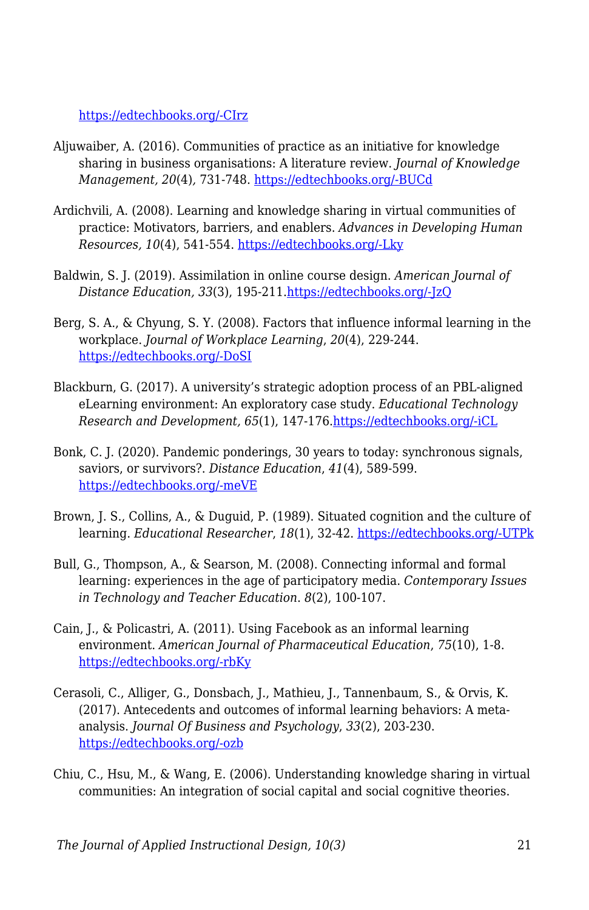https://edtechbooks.org/-CIrz

Aljuwaiber, A. (2016). Communities of practice as an initiative for knowledge sharing in business organisations: A literature review. *Journal of Knowledge Management, 20*(4), 731-748. https://edtechbooks.org/-BUCd

Ardichvili, A. (2008). Learning and knowledge sharing in virtual communities of practice: Motivators, barriers, and enablers. *Advances in Developing Human Resources, 10*(4), 541-554. https://edtechbooks.org/-Lky

Baldwin, S. J. (2019). Assimilation in online course design. *American Journal of Distance Education, 33*(3), 195-211.https://edtechbooks.org/-JzQ

Berg, S. A., & Chyung, S. Y. (2008). Factors that influence informal learning in the workplace. *Journal of Workplace Learning*, *20*(4), 229-244. https://edtechbooks.org/-DoSI

Blackburn, G. (2017). A university's strategic adoption process of an PBL-aligned eLearning environment: An exploratory case study. *Educational Technology Research and Development*, *65*(1), 147-176.https://edtechbooks.org/-iCL

Bonk, C. J. (2020). Pandemic ponderings, 30 years to today: synchronous signals, saviors, or survivors?. *Distance Education*, *41*(4), 589-599. https://edtechbooks.org/-meVE

Brown, J. S., Collins, A., & Duguid, P. (1989). Situated cognition and the culture of learning. *Educational Researcher*, *18*(1), 32-42. https://edtechbooks.org/-UTPk

Bull, G., Thompson, A., & Searson, M. (2008). Connecting informal and formal learning: experiences in the age of participatory media. *Contemporary Issues in Technology and Teacher Education*. *8*(2), 100-107.

Cain, J., & Policastri, A. (2011). Using Facebook as an informal learning environment. *American Journal of Pharmaceutical Education*, *75*(10), 1-8. https://edtechbooks.org/-rbKy

Cerasoli, C., Alliger, G., Donsbach, J., Mathieu, J., Tannenbaum, S., & Orvis, K. (2017). Antecedents and outcomes of informal learning behaviors: A meta-analysis. *Journal Of Business and Psychology*, *33*(2), 203-230. https://edtechbooks.org/-ozb

Chiu, C., Hsu, M., & Wang, E. (2006). Understanding knowledge sharing in virtual communities: An integration of social capital and social cognitive theories.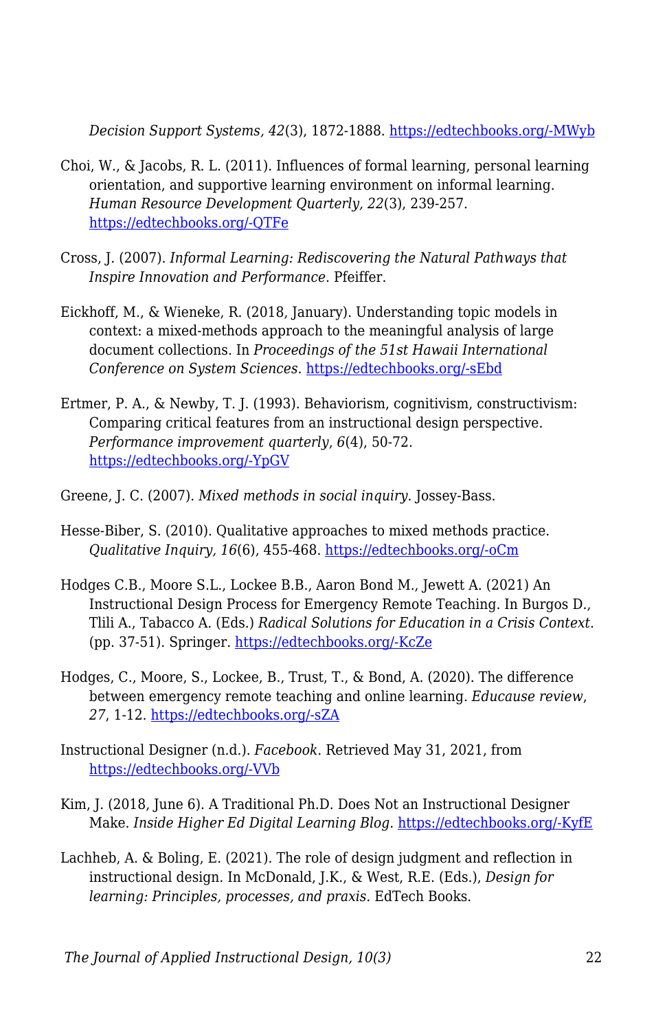*Decision Support Systems, 42*(3), 1872-1888. https://edtechbooks.org/-MWyb

Choi, W., & Jacobs, R. L. (2011). Influences of formal learning, personal learning orientation, and supportive learning environment on informal learning. *Human Resource Development Quarterly, 22*(3), 239-257. https://edtechbooks.org/-QTFe

Cross, J. (2007). *Informal Learning: Rediscovering the Natural Pathways that Inspire Innovation and Performance*. Pfeiffer.

Eickhoff, M., & Wieneke, R. (2018, January). Understanding topic models in context: a mixed-methods approach to the meaningful analysis of large document collections. In *Proceedings of the 51st Hawaii International Conference on System Sciences.* https://edtechbooks.org/-sEbd

Ertmer, P. A., & Newby, T. J. (1993). Behaviorism, cognitivism, constructivism: Comparing critical features from an instructional design perspective. *Performance improvement quarterly*, *6*(4), 50-72. https://edtechbooks.org/-YpGV

Greene, J. C. (2007). *Mixed methods in social inquiry*. Jossey-Bass.

Hesse-Biber, S. (2010). Qualitative approaches to mixed methods practice. *Qualitative Inquiry, 16*(6), 455-468. https://edtechbooks.org/-oCm

Hodges C.B., Moore S.L., Lockee B.B., Aaron Bond M., Jewett A. (2021) An Instructional Design Process for Emergency Remote Teaching. In Burgos D., Tlili A., Tabacco A. (Eds.) *Radical Solutions for Education in a Crisis Context*. (pp. 37-51). Springer. https://edtechbooks.org/-KcZe

Hodges, C., Moore, S., Lockee, B., Trust, T., & Bond, A. (2020). The difference between emergency remote teaching and online learning. *Educause review*, *27*, 1-12. https://edtechbooks.org/-sZA

Instructional Designer (n.d.). *Facebook*. Retrieved May 31, 2021, from https://edtechbooks.org/-VVb

Kim, J. (2018, June 6). A Traditional Ph.D. Does Not an Instructional Designer Make. *Inside Higher Ed Digital Learning Blog*. https://edtechbooks.org/-KyfE

Lachheb, A. & Boling, E. (2021). The role of design judgment and reflection in instructional design. In McDonald, J.K., & West, R.E. (Eds.), *Design for learning: Principles, processes, and praxis*. EdTech Books.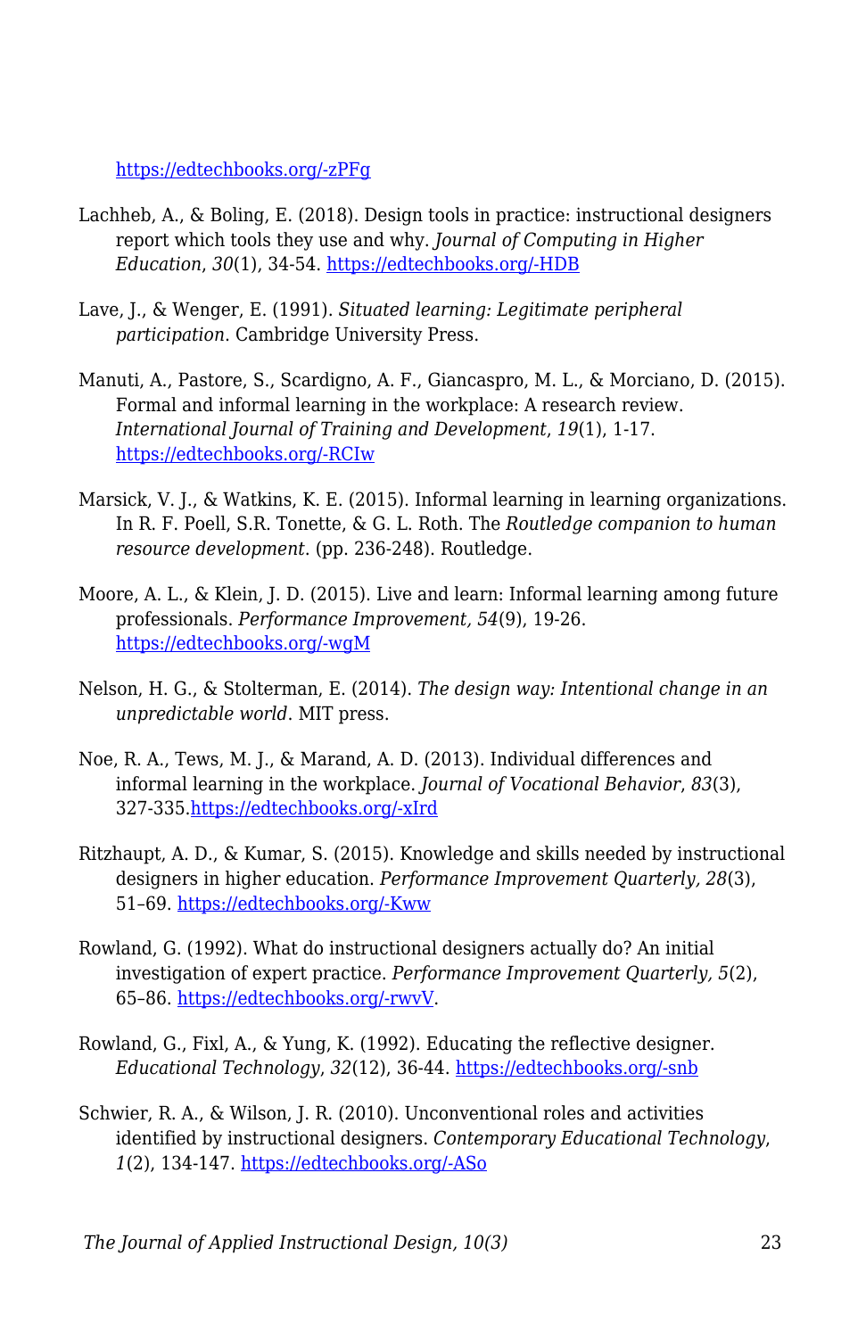https://edtechbooks.org/-zPFg

Lachheb, A., & Boling, E. (2018). Design tools in practice: instructional designers report which tools they use and why. *Journal of Computing in Higher Education*, *30*(1), 34-54. https://edtechbooks.org/-HDB

Lave, J., & Wenger, E. (1991). *Situated learning: Legitimate peripheral participation*. Cambridge University Press.

Manuti, A., Pastore, S., Scardigno, A. F., Giancaspro, M. L., & Morciano, D. (2015). Formal and informal learning in the workplace: A research review. *International Journal of Training and Development*, *19*(1), 1-17. https://edtechbooks.org/-RCIw

Marsick, V. J., & Watkins, K. E. (2015). Informal learning in learning organizations. In R. F. Poell, S.R. Tonette, & G. L. Roth. The *Routledge companion to human resource development*. (pp. 236-248). Routledge.

Moore, A. L., & Klein, J. D. (2015). Live and learn: Informal learning among future professionals. *Performance Improvement, 54*(9), 19-26. https://edtechbooks.org/-wgM

Nelson, H. G., & Stolterman, E. (2014). *The design way: Intentional change in an unpredictable world*. MIT press.

Noe, R. A., Tews, M. J., & Marand, A. D. (2013). Individual differences and informal learning in the workplace. *Journal of Vocational Behavior*, *83*(3), 327-335.https://edtechbooks.org/-xIrd

Ritzhaupt, A. D., & Kumar, S. (2015). Knowledge and skills needed by instructional designers in higher education. *Performance Improvement Quarterly, 28*(3), 51–69. https://edtechbooks.org/-Kww

Rowland, G. (1992). What do instructional designers actually do? An initial investigation of expert practice. *Performance Improvement Quarterly, 5*(2), 65–86. https://edtechbooks.org/-rwvV.

Rowland, G., Fixl, A., & Yung, K. (1992). Educating the reflective designer. *Educational Technology*, *32*(12), 36-44. https://edtechbooks.org/-snb

Schwier, R. A., & Wilson, J. R. (2010). Unconventional roles and activities identified by instructional designers. *Contemporary Educational Technology*, *1*(2), 134-147. https://edtechbooks.org/-ASo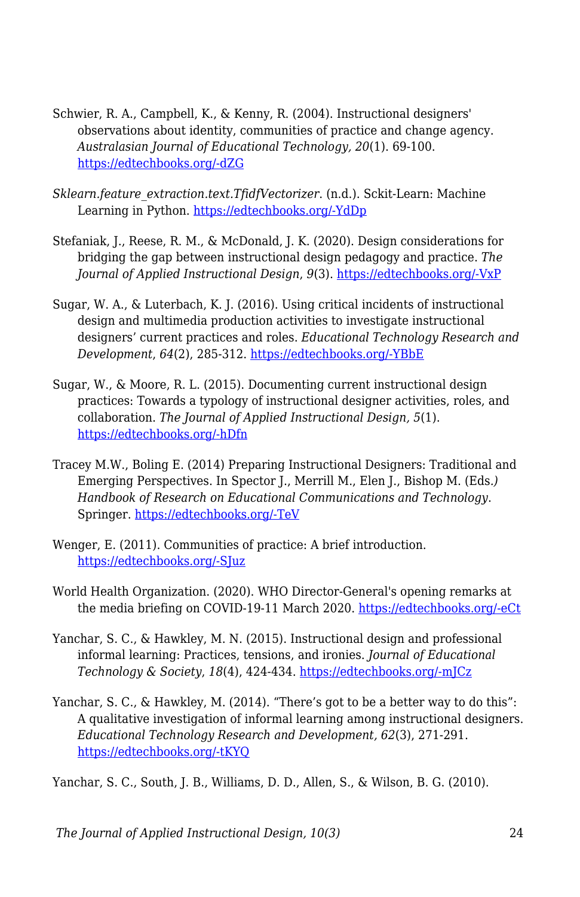Schwier, R. A., Campbell, K., & Kenny, R. (2004). Instructional designers' observations about identity, communities of practice and change agency. *Australasian Journal of Educational Technology, 20*(1). 69-100. https://edtechbooks.org/-dZG

*Sklearn.feature_extraction.text.TfidfVectorizer*. (n.d.). Sckit-Learn: Machine Learning in Python. https://edtechbooks.org/-YdDp

Stefaniak, J., Reese, R. M., & McDonald, J. K. (2020). Design considerations for bridging the gap between instructional design pedagogy and practice. *The Journal of Applied Instructional Design*, *9*(3). https://edtechbooks.org/-VxP

Sugar, W. A., & Luterbach, K. J. (2016). Using critical incidents of instructional design and multimedia production activities to investigate instructional designers' current practices and roles. *Educational Technology Research and Development*, *64*(2), 285-312. https://edtechbooks.org/-YBbE

Sugar, W., & Moore, R. L. (2015). Documenting current instructional design practices: Towards a typology of instructional designer activities, roles, and collaboration. *The Journal of Applied Instructional Design, 5*(1). https://edtechbooks.org/-hDfn

Tracey M.W., Boling E. (2014) Preparing Instructional Designers: Traditional and Emerging Perspectives. In Spector J., Merrill M., Elen J., Bishop M. (Eds.*) Handbook of Research on Educational Communications and Technology*. Springer. https://edtechbooks.org/-TeV

Wenger, E. (2011). Communities of practice: A brief introduction. https://edtechbooks.org/-SJuz

World Health Organization. (2020). WHO Director-General's opening remarks at the media briefing on COVID-19-11 March 2020. https://edtechbooks.org/-eCt

Yanchar, S. C., & Hawkley, M. N. (2015). Instructional design and professional informal learning: Practices, tensions, and ironies. *Journal of Educational Technology & Society*, *18*(4), 424-434. https://edtechbooks.org/-mJCz

Yanchar, S. C., & Hawkley, M. (2014). "There's got to be a better way to do this": A qualitative investigation of informal learning among instructional designers. *Educational Technology Research and Development, 62*(3), 271-291. https://edtechbooks.org/-tKYQ

Yanchar, S. C., South, J. B., Williams, D. D., Allen, S., & Wilson, B. G. (2010).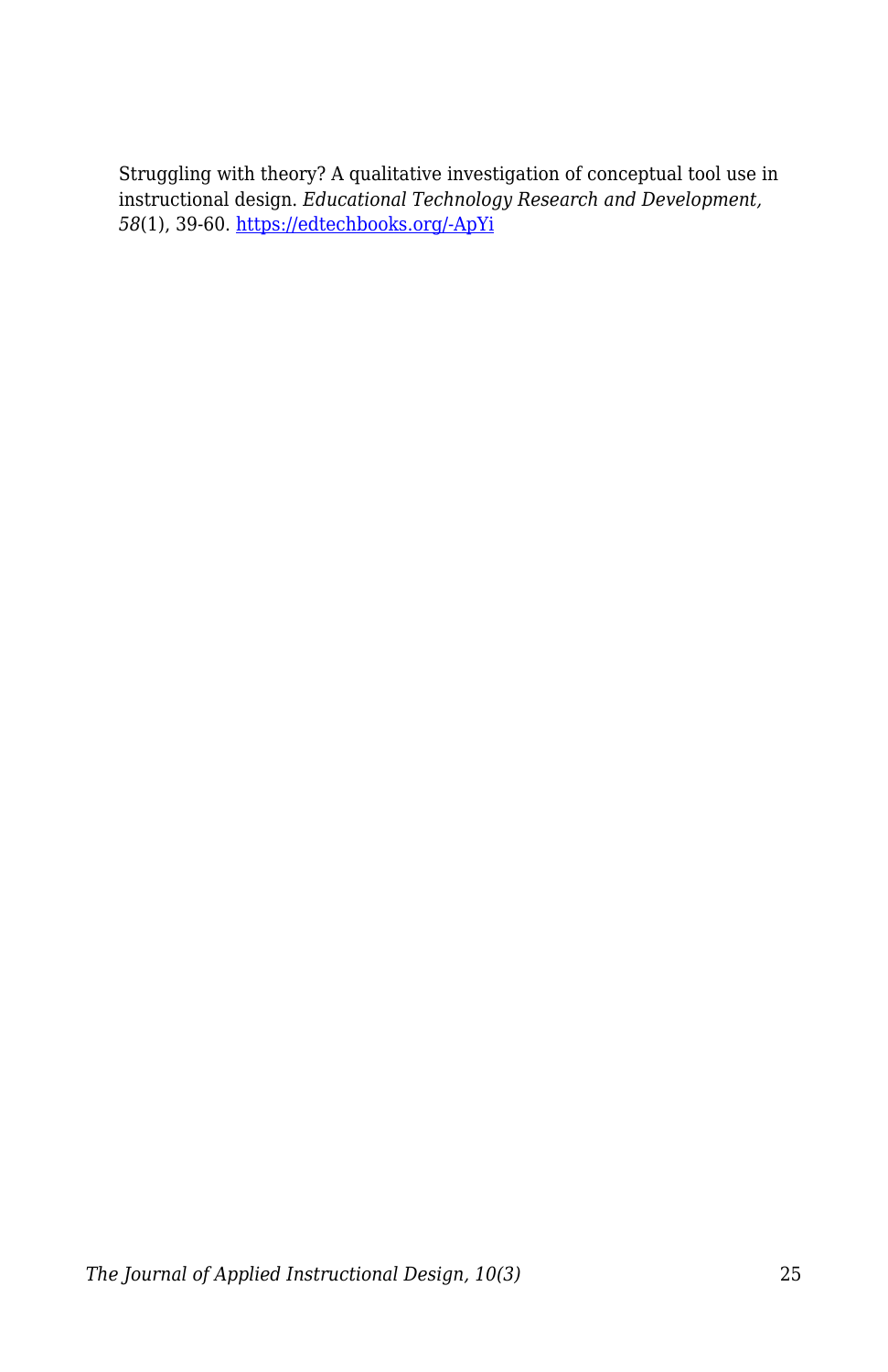Struggling with theory? A qualitative investigation of conceptual tool use in instructional design. *Educational Technology Research and Development, 58*(1), 39-60. [https://edtechbooks.org/-ApYi](https://edtechbooks.org/-ApYi)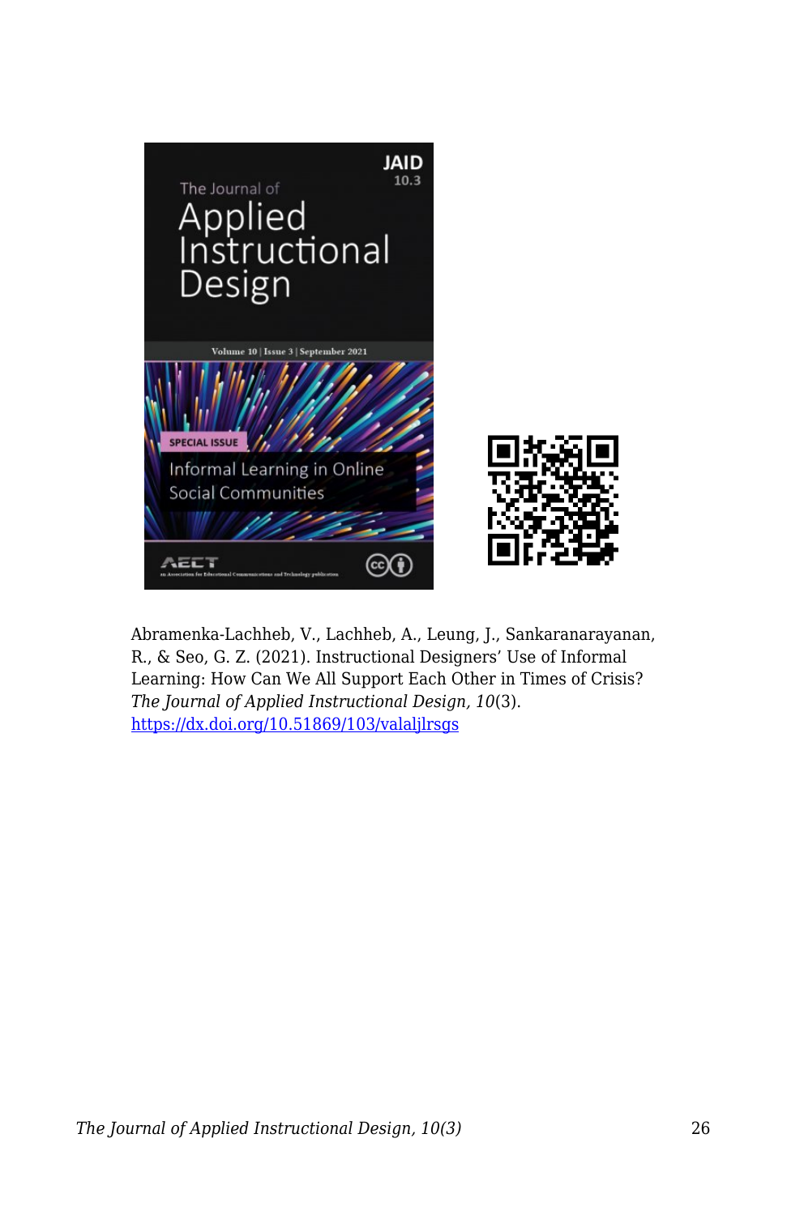Abramenka-Lachheb, V., Lachheb, A., Leung, J., Sankaranarayanan, R., & Seo, G. Z. (2021). Instructional Designers' Use of Informal Learning: How Can We All Support Each Other in Times of Crisis? *The Journal of Applied Instructional Design, 10*(3). [https://dx.doi.org/10.51869/103/valaljlrsgs](https://dx.doi.org/10.51869/103/valaljlrsgs)